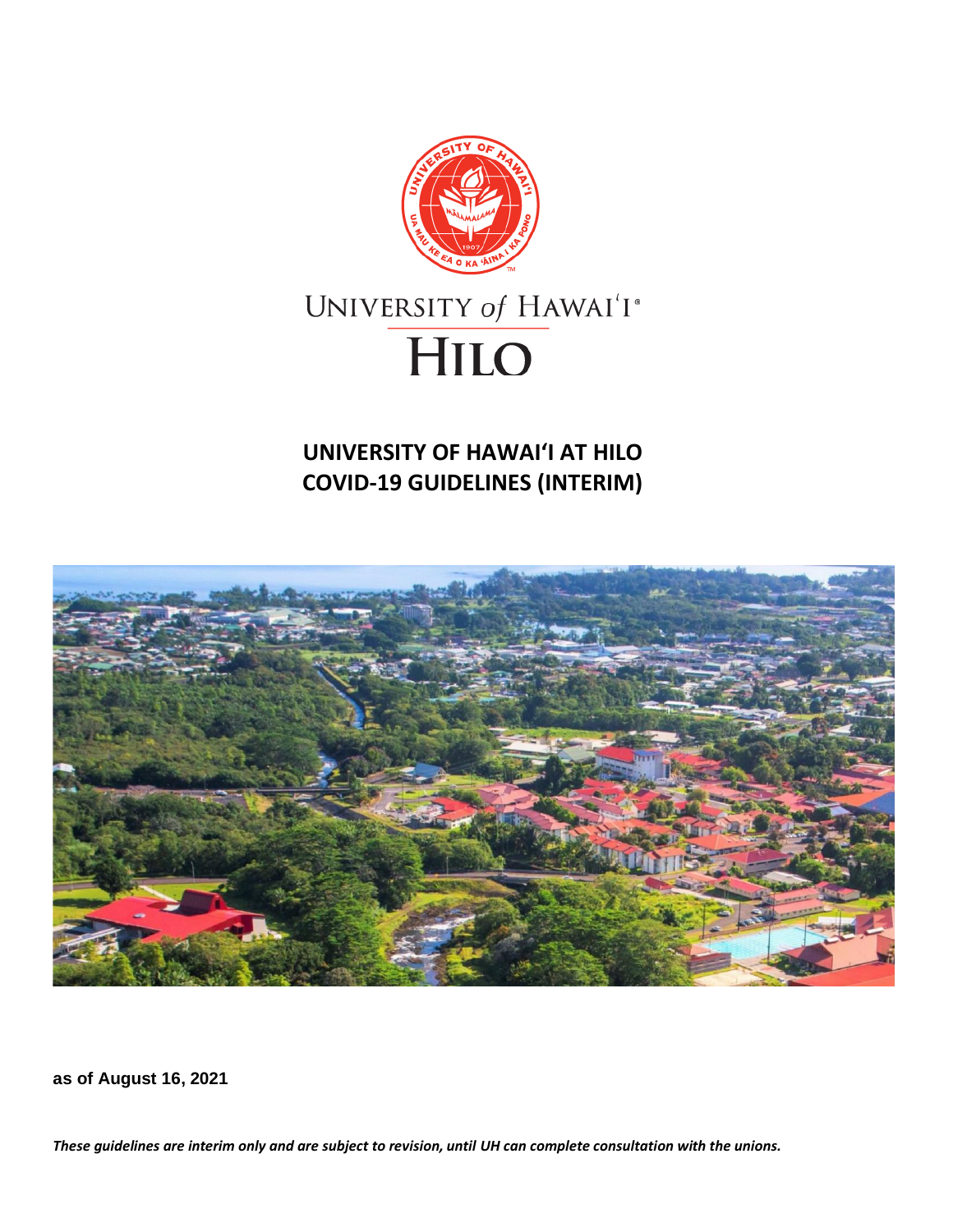UNIVERSITY of HAWAIʻI®

HILO

# UNIVERSITY OF HAWAIʻI AT HILO COVID-19 GUIDELINES (INTERIM)

**as of August 16, 2021**

***These guidelines are interim only and are subject to revision, until UH can complete consultation with the unions.***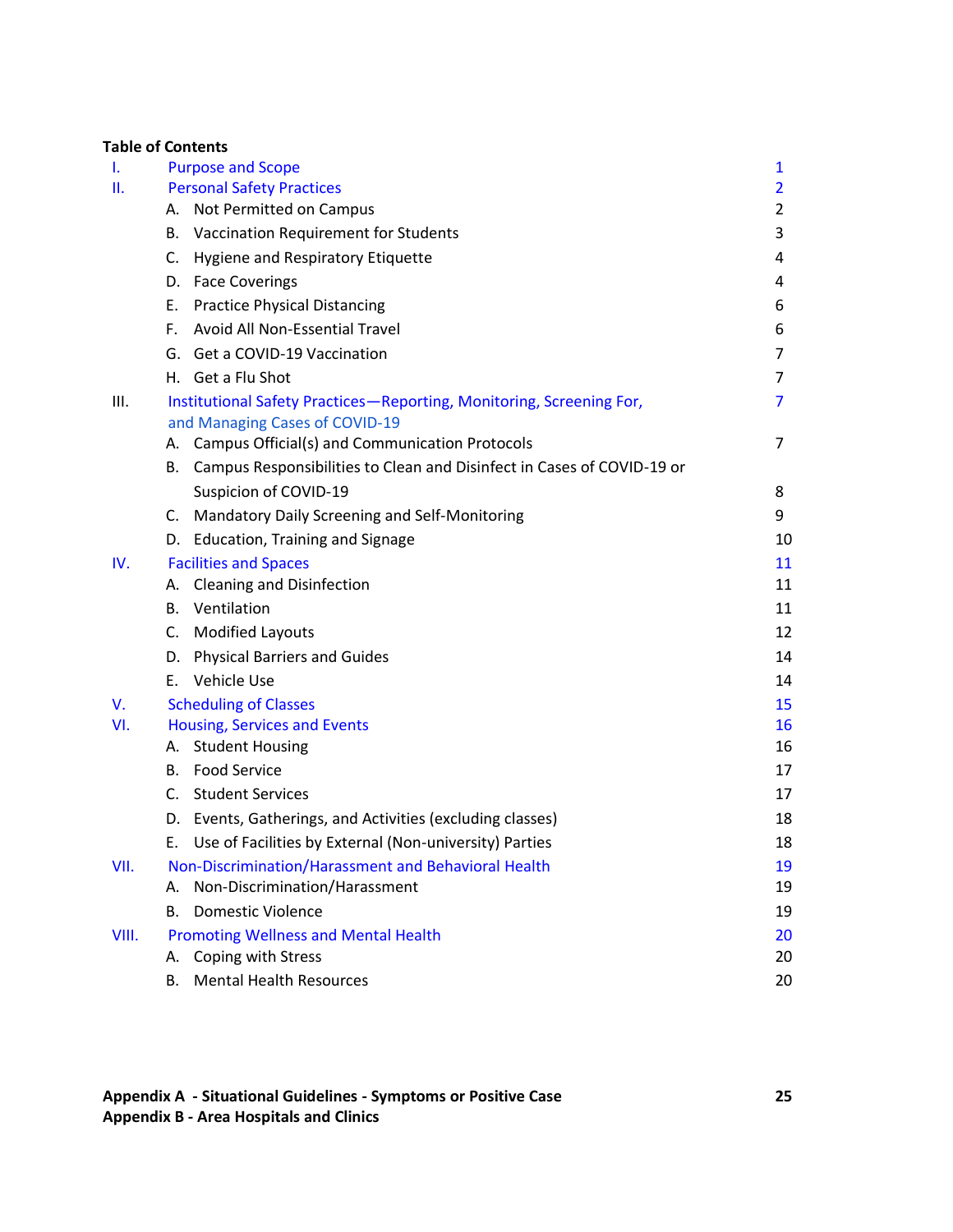**Table of Contents**

| | | |
|---|---|---|
| I. | Purpose and Scope | 1 |
| II. | Personal Safety Practices | 2 |
| | A. Not Permitted on Campus | 2 |
| | B. Vaccination Requirement for Students | 3 |
| | C. Hygiene and Respiratory Etiquette | 4 |
| | D. Face Coverings | 4 |
| | E. Practice Physical Distancing | 6 |
| | F. Avoid All Non-Essential Travel | 6 |
| | G. Get a COVID-19 Vaccination | 7 |
| | H. Get a Flu Shot | 7 |
| III. | Institutional Safety Practices—Reporting, Monitoring, Screening For, and Managing Cases of COVID-19 | 7 |
| | A. Campus Official(s) and Communication Protocols | 7 |
| | B. Campus Responsibilities to Clean and Disinfect in Cases of COVID-19 or Suspicion of COVID-19 | 8 |
| | C. Mandatory Daily Screening and Self-Monitoring | 9 |
| | D. Education, Training and Signage | 10 |
| IV. | Facilities and Spaces | 11 |
| | A. Cleaning and Disinfection | 11 |
| | B. Ventilation | 11 |
| | C. Modified Layouts | 12 |
| | D. Physical Barriers and Guides | 14 |
| | E. Vehicle Use | 14 |
| V. | Scheduling of Classes | 15 |
| VI. | Housing, Services and Events | 16 |
| | A. Student Housing | 16 |
| | B. Food Service | 17 |
| | C. Student Services | 17 |
| | D. Events, Gatherings, and Activities (excluding classes) | 18 |
| | E. Use of Facilities by External (Non-university) Parties | 18 |
| VII. | Non-Discrimination/Harassment and Behavioral Health | 19 |
| | A. Non-Discrimination/Harassment | 19 |
| | B. Domestic Violence | 19 |
| VIII. | Promoting Wellness and Mental Health | 20 |
| | A. Coping with Stress | 20 |
| | B. Mental Health Resources | 20 |

**Appendix A - Situational Guidelines - Symptoms or Positive Case** **25**

**Appendix B - Area Hospitals and Clinics**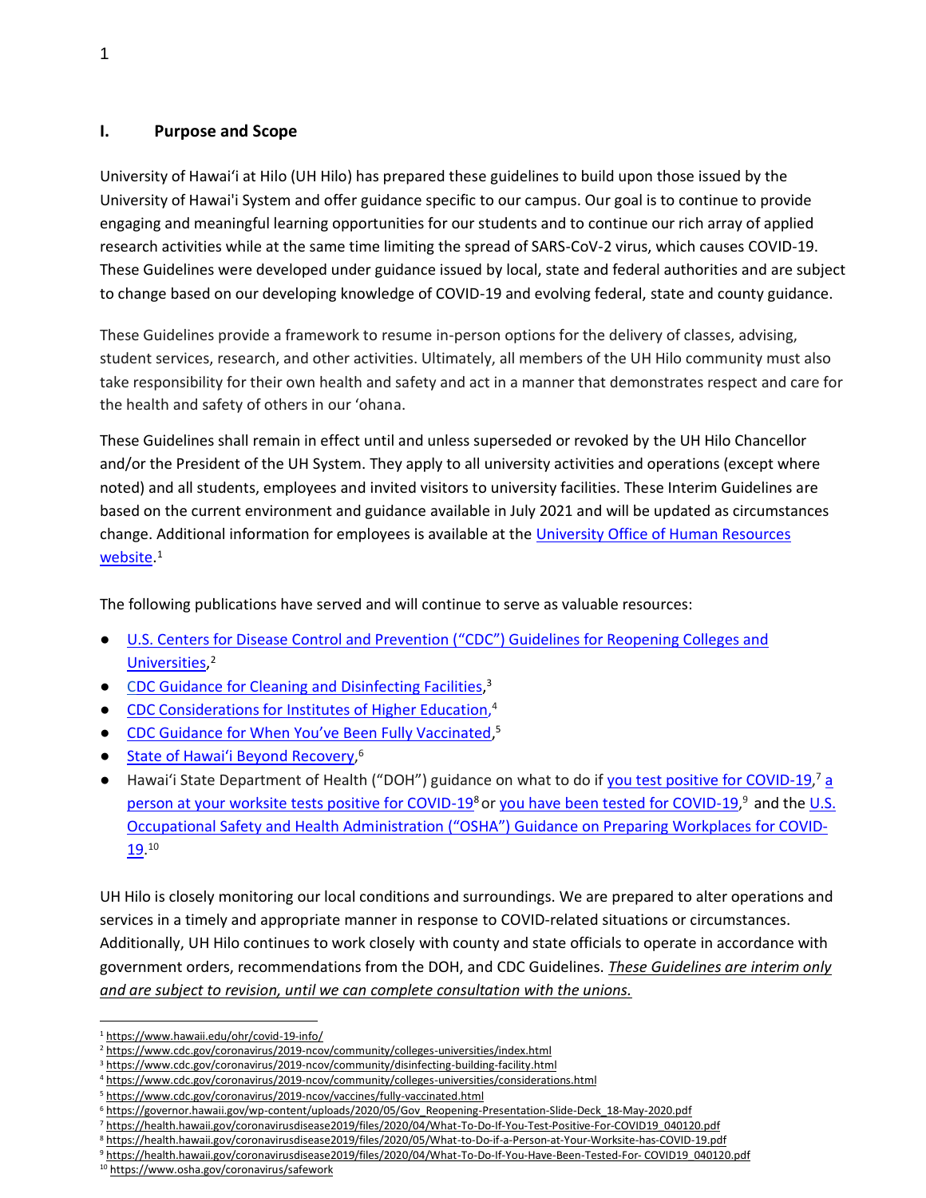## I. Purpose and Scope

University of Hawaiʻi at Hilo (UH Hilo) has prepared these guidelines to build upon those issued by the University of Hawai'i System and offer guidance specific to our campus. Our goal is to continue to provide engaging and meaningful learning opportunities for our students and to continue our rich array of applied research activities while at the same time limiting the spread of SARS-CoV-2 virus, which causes COVID-19. These Guidelines were developed under guidance issued by local, state and federal authorities and are subject to change based on our developing knowledge of COVID-19 and evolving federal, state and county guidance.

These Guidelines provide a framework to resume in-person options for the delivery of classes, advising, student services, research, and other activities. Ultimately, all members of the UH Hilo community must also take responsibility for their own health and safety and act in a manner that demonstrates respect and care for the health and safety of others in our ʻohana.

These Guidelines shall remain in effect until and unless superseded or revoked by the UH Hilo Chancellor and/or the President of the UH System. They apply to all university activities and operations (except where noted) and all students, employees and invited visitors to university facilities. These Interim Guidelines are based on the current environment and guidance available in July 2021 and will be updated as circumstances change. Additional information for employees is available at the University Office of Human Resources website.[1]

The following publications have served and will continue to serve as valuable resources:

- U.S. Centers for Disease Control and Prevention ("CDC") Guidelines for Reopening Colleges and Universities,[2]
- CDC Guidance for Cleaning and Disinfecting Facilities,[3]
- CDC Considerations for Institutes of Higher Education,[4]
- CDC Guidance for When You've Been Fully Vaccinated,[5]
- State of Hawaiʻi Beyond Recovery,[6]
- Hawaiʻi State Department of Health ("DOH") guidance on what to do if you test positive for COVID-19,[7] a person at your worksite tests positive for COVID-19[8] or you have been tested for COVID-19,[9] and the U.S. Occupational Safety and Health Administration ("OSHA") Guidance on Preparing Workplaces for COVID-19.[10]

UH Hilo is closely monitoring our local conditions and surroundings. We are prepared to alter operations and services in a timely and appropriate manner in response to COVID-related situations or circumstances. Additionally, UH Hilo continues to work closely with county and state officials to operate in accordance with government orders, recommendations from the DOH, and CDC Guidelines. *These Guidelines are interim only and are subject to revision, until we can complete consultation with the unions.*

---

[1] https://www.hawaii.edu/ohr/covid-19-info/
[2] https://www.cdc.gov/coronavirus/2019-ncov/community/colleges-universities/index.html
[3] https://www.cdc.gov/coronavirus/2019-ncov/community/disinfecting-building-facility.html
[4] https://www.cdc.gov/coronavirus/2019-ncov/community/colleges-universities/considerations.html
[5] https://www.cdc.gov/coronavirus/2019-ncov/vaccines/fully-vaccinated.html
[6] https://governor.hawaii.gov/wp-content/uploads/2020/05/Gov_Reopening-Presentation-Slide-Deck_18-May-2020.pdf
[7] https://health.hawaii.gov/coronavirusdisease2019/files/2020/04/What-To-Do-If-You-Test-Positive-For-COVID19_040120.pdf
[8] https://health.hawaii.gov/coronavirusdisease2019/files/2020/05/What-to-Do-if-a-Person-at-Your-Worksite-has-COVID-19.pdf
[9] https://health.hawaii.gov/coronavirusdisease2019/files/2020/04/What-To-Do-If-You-Have-Been-Tested-For- COVID19_040120.pdf
[10] https://www.osha.gov/coronavirus/safework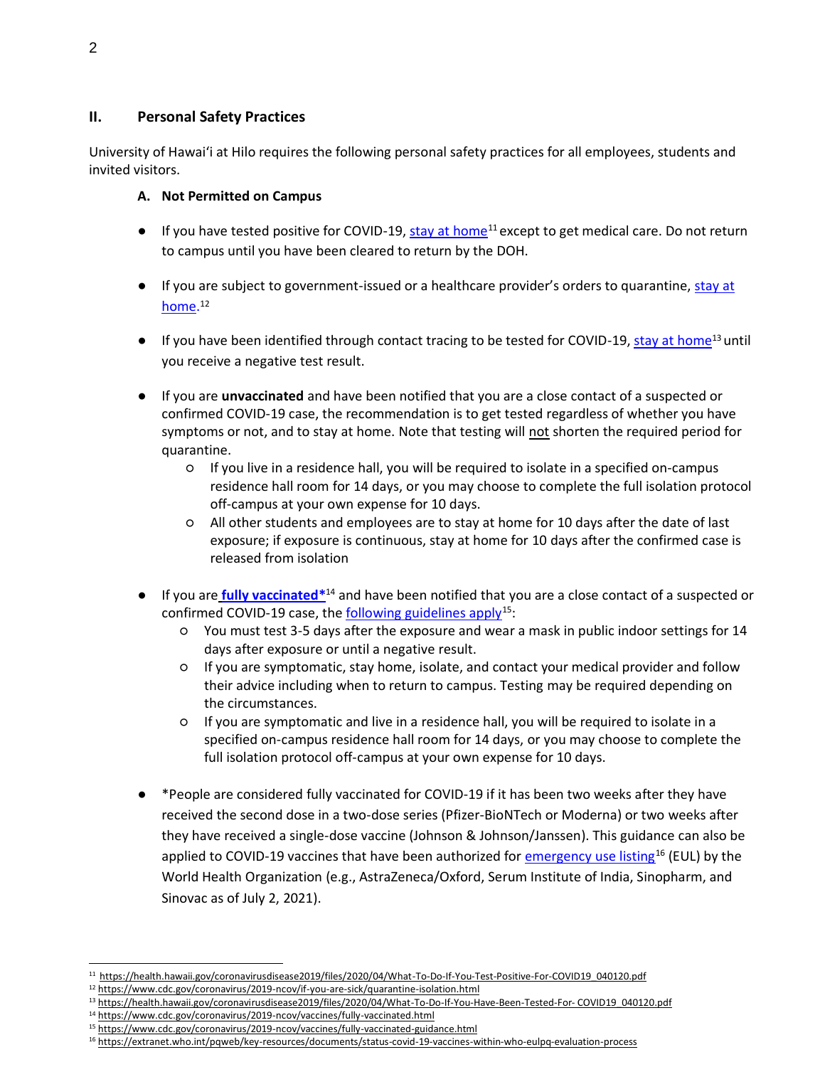## II. Personal Safety Practices

University of Hawaiʻi at Hilo requires the following personal safety practices for all employees, students and invited visitors.

### A. Not Permitted on Campus

- If you have tested positive for COVID-19, stay at home[11] except to get medical care. Do not return to campus until you have been cleared to return by the DOH.

- If you are subject to government-issued or a healthcare provider's orders to quarantine, stay at home.[12]

- If you have been identified through contact tracing to be tested for COVID-19, stay at home[13] until you receive a negative test result.

- If you are **unvaccinated** and have been notified that you are a close contact of a suspected or confirmed COVID-19 case, the recommendation is to get tested regardless of whether you have symptoms or not, and to stay at home. Note that testing will not shorten the required period for quarantine.
    - If you live in a residence hall, you will be required to isolate in a specified on-campus residence hall room for 14 days, or you may choose to complete the full isolation protocol off-campus at your own expense for 10 days.
    - All other students and employees are to stay at home for 10 days after the date of last exposure; if exposure is continuous, stay at home for 10 days after the confirmed case is released from isolation

- If you are **fully vaccinated***[14] and have been notified that you are a close contact of a suspected or confirmed COVID-19 case, the following guidelines apply[15]:
    - You must test 3-5 days after the exposure and wear a mask in public indoor settings for 14 days after exposure or until a negative result.
    - If you are symptomatic, stay home, isolate, and contact your medical provider and follow their advice including when to return to campus. Testing may be required depending on the circumstances.
    - If you are symptomatic and live in a residence hall, you will be required to isolate in a specified on-campus residence hall room for 14 days, or you may choose to complete the full isolation protocol off-campus at your own expense for 10 days.

- *People are considered fully vaccinated for COVID-19 if it has been two weeks after they have received the second dose in a two-dose series (Pfizer-BioNTech or Moderna) or two weeks after they have received a single-dose vaccine (Johnson & Johnson/Janssen). This guidance can also be applied to COVID-19 vaccines that have been authorized for emergency use listing[16] (EUL) by the World Health Organization (e.g., AstraZeneca/Oxford, Serum Institute of India, Sinopharm, and Sinovac as of July 2, 2021).

---

[11] https://health.hawaii.gov/coronavirusdisease2019/files/2020/04/What-To-Do-If-You-Test-Positive-For-COVID19_040120.pdf
[12] https://www.cdc.gov/coronavirus/2019-ncov/if-you-are-sick/quarantine-isolation.html
[13] https://health.hawaii.gov/coronavirusdisease2019/files/2020/04/What-To-Do-If-You-Have-Been-Tested-For- COVID19_040120.pdf
[14] https://www.cdc.gov/coronavirus/2019-ncov/vaccines/fully-vaccinated.html
[15] https://www.cdc.gov/coronavirus/2019-ncov/vaccines/fully-vaccinated-guidance.html
[16] https://extranet.who.int/pqweb/key-resources/documents/status-covid-19-vaccines-within-who-eulpq-evaluation-process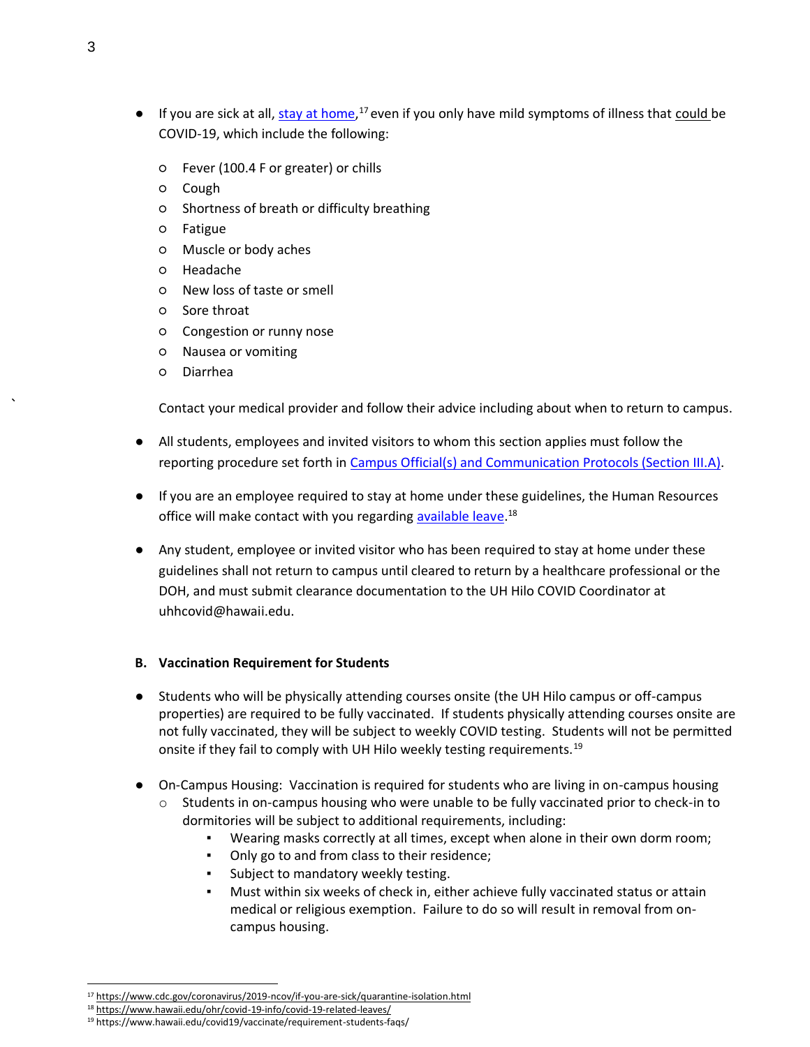- If you are sick at all, [stay at home](https://www.cdc.gov/coronavirus/2019-ncov/if-you-are-sick/quarantine-isolation.html),[17] even if you only have mild symptoms of illness that could be COVID-19, which include the following:
  - Fever (100.4 F or greater) or chills
  - Cough
  - Shortness of breath or difficulty breathing
  - Fatigue
  - Muscle or body aches
  - Headache
  - New loss of taste or smell
  - Sore throat
  - Congestion or runny nose
  - Nausea or vomiting
  - Diarrhea

  Contact your medical provider and follow their advice including about when to return to campus.

- All students, employees and invited visitors to whom this section applies must follow the reporting procedure set forth in Campus Official(s) and Communication Protocols (Section III.A).

- If you are an employee required to stay at home under these guidelines, the Human Resources office will make contact with you regarding [available leave](https://www.hawaii.edu/ohr/covid-19-info/covid-19-related-leaves/).[18]

- Any student, employee or invited visitor who has been required to stay at home under these guidelines shall not return to campus until cleared to return by a healthcare professional or the DOH, and must submit clearance documentation to the UH Hilo COVID Coordinator at uhhcovid@hawaii.edu.

**B. Vaccination Requirement for Students**

- Students who will be physically attending courses onsite (the UH Hilo campus or off-campus properties) are required to be fully vaccinated. If students physically attending courses onsite are not fully vaccinated, they will be subject to weekly COVID testing. Students will not be permitted onsite if they fail to comply with UH Hilo weekly testing requirements.[19]

- On-Campus Housing: Vaccination is required for students who are living in on-campus housing
  - Students in on-campus housing who were unable to be fully vaccinated prior to check-in to dormitories will be subject to additional requirements, including:
    - Wearing masks correctly at all times, except when alone in their own dorm room;
    - Only go to and from class to their residence;
    - Subject to mandatory weekly testing.
    - Must within six weeks of check in, either achieve fully vaccinated status or attain medical or religious exemption. Failure to do so will result in removal from on-campus housing.

---

[17] https://www.cdc.gov/coronavirus/2019-ncov/if-you-are-sick/quarantine-isolation.html

[18] https://www.hawaii.edu/ohr/covid-19-info/covid-19-related-leaves/

[19] https://www.hawaii.edu/covid19/vaccinate/requirement-students-faqs/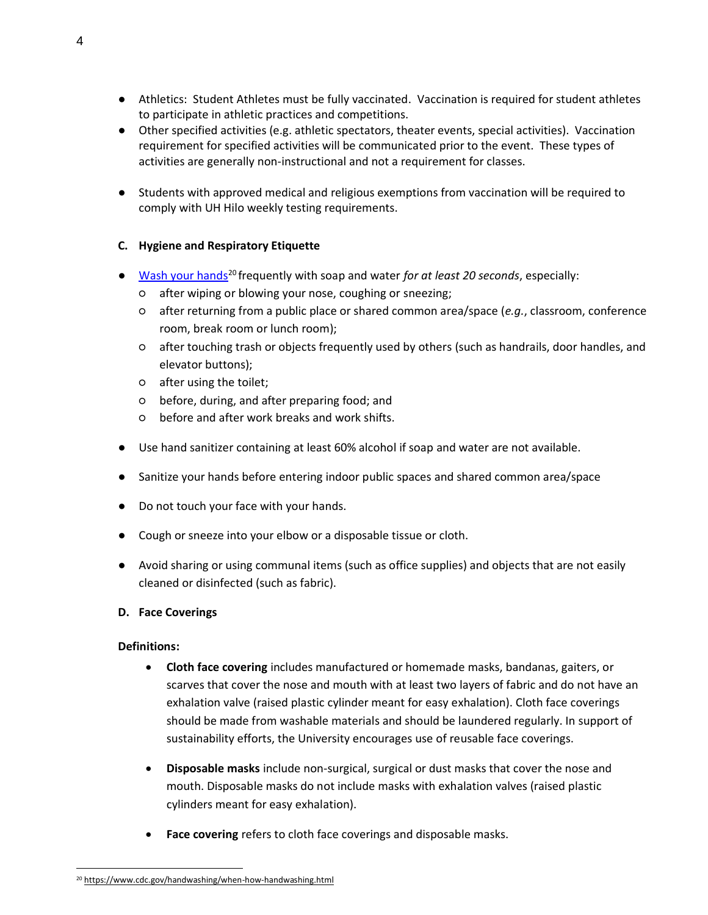- Athletics: Student Athletes must be fully vaccinated. Vaccination is required for student athletes to participate in athletic practices and competitions.
- Other specified activities (e.g. athletic spectators, theater events, special activities). Vaccination requirement for specified activities will be communicated prior to the event. These types of activities are generally non-instructional and not a requirement for classes.

- Students with approved medical and religious exemptions from vaccination will be required to comply with UH Hilo weekly testing requirements.

### C. Hygiene and Respiratory Etiquette

- [Wash your hands](https://www.cdc.gov/handwashing/when-how-handwashing.html)[20] frequently with soap and water *for at least 20 seconds*, especially:
  - after wiping or blowing your nose, coughing or sneezing;
  - after returning from a public place or shared common area/space (*e.g.*, classroom, conference room, break room or lunch room);
  - after touching trash or objects frequently used by others (such as handrails, door handles, and elevator buttons);
  - after using the toilet;
  - before, during, and after preparing food; and
  - before and after work breaks and work shifts.

- Use hand sanitizer containing at least 60% alcohol if soap and water are not available.

- Sanitize your hands before entering indoor public spaces and shared common area/space

- Do not touch your face with your hands.

- Cough or sneeze into your elbow or a disposable tissue or cloth.

- Avoid sharing or using communal items (such as office supplies) and objects that are not easily cleaned or disinfected (such as fabric).

### D. Face Coverings

**Definitions:**

- **Cloth face covering** includes manufactured or homemade masks, bandanas, gaiters, or scarves that cover the nose and mouth with at least two layers of fabric and do not have an exhalation valve (raised plastic cylinder meant for easy exhalation). Cloth face coverings should be made from washable materials and should be laundered regularly. In support of sustainability efforts, the University encourages use of reusable face coverings.

- **Disposable masks** include non-surgical, surgical or dust masks that cover the nose and mouth. Disposable masks do not include masks with exhalation valves (raised plastic cylinders meant for easy exhalation).

- **Face covering** refers to cloth face coverings and disposable masks.

[20] https://www.cdc.gov/handwashing/when-how-handwashing.html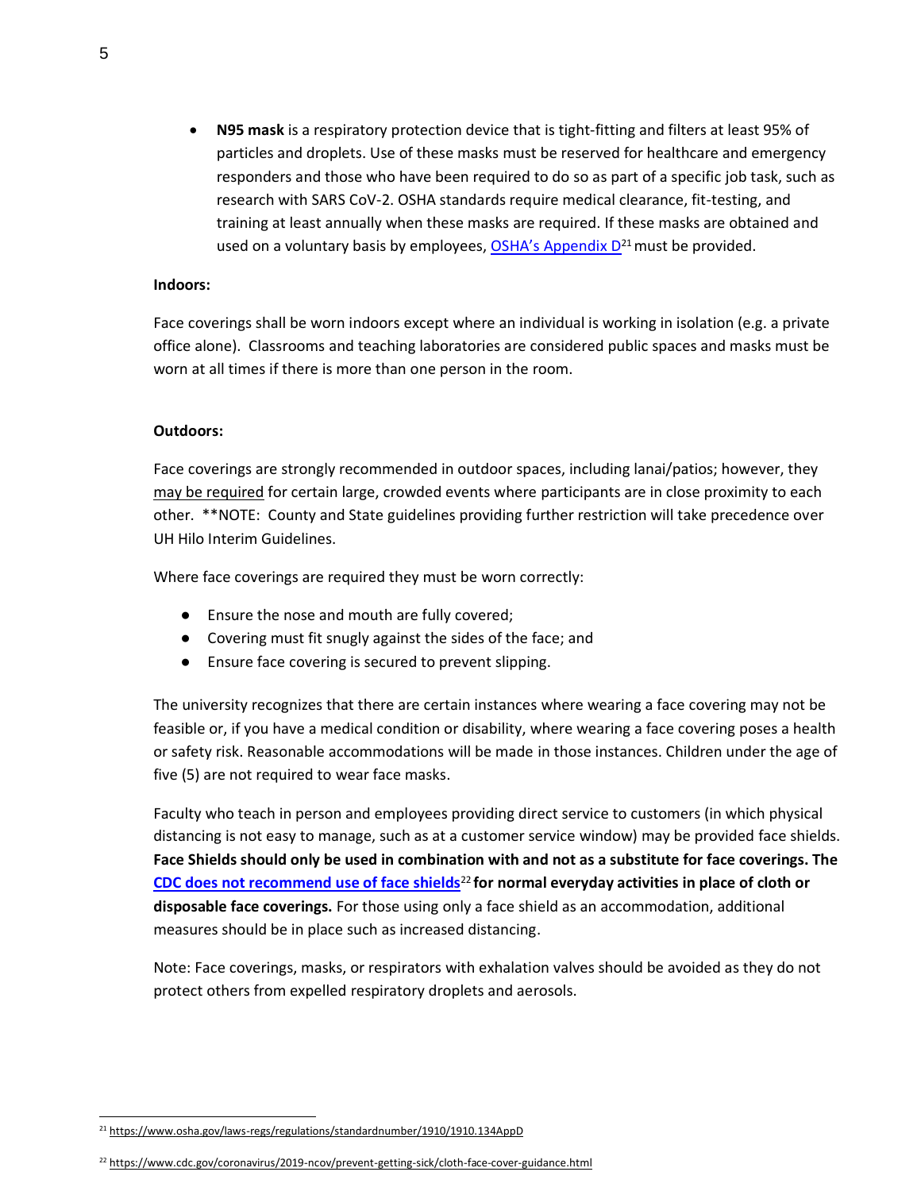- **N95 mask** is a respiratory protection device that is tight-fitting and filters at least 95% of particles and droplets. Use of these masks must be reserved for healthcare and emergency responders and those who have been required to do so as part of a specific job task, such as research with SARS CoV-2. OSHA standards require medical clearance, fit-testing, and training at least annually when these masks are required. If these masks are obtained and used on a voluntary basis by employees, OSHA's Appendix D[21] must be provided.

**Indoors:**

Face coverings shall be worn indoors except where an individual is working in isolation (e.g. a private office alone). Classrooms and teaching laboratories are considered public spaces and masks must be worn at all times if there is more than one person in the room.

**Outdoors:**

Face coverings are strongly recommended in outdoor spaces, including lanai/patios; however, they may be required for certain large, crowded events where participants are in close proximity to each other. **NOTE: County and State guidelines providing further restriction will take precedence over UH Hilo Interim Guidelines.

Where face coverings are required they must be worn correctly:

- Ensure the nose and mouth are fully covered;
- Covering must fit snugly against the sides of the face; and
- Ensure face covering is secured to prevent slipping.

The university recognizes that there are certain instances where wearing a face covering may not be feasible or, if you have a medical condition or disability, where wearing a face covering poses a health or safety risk. Reasonable accommodations will be made in those instances. Children under the age of five (5) are not required to wear face masks.

Faculty who teach in person and employees providing direct service to customers (in which physical distancing is not easy to manage, such as at a customer service window) may be provided face shields. **Face Shields should only be used in combination with and not as a substitute for face coverings. The CDC does not recommend use of face shields[22] for normal everyday activities in place of cloth or disposable face coverings.** For those using only a face shield as an accommodation, additional measures should be in place such as increased distancing.

Note: Face coverings, masks, or respirators with exhalation valves should be avoided as they do not protect others from expelled respiratory droplets and aerosols.

---

[21] https://www.osha.gov/laws-regs/regulations/standardnumber/1910/1910.134AppD

[22] https://www.cdc.gov/coronavirus/2019-ncov/prevent-getting-sick/cloth-face-cover-guidance.html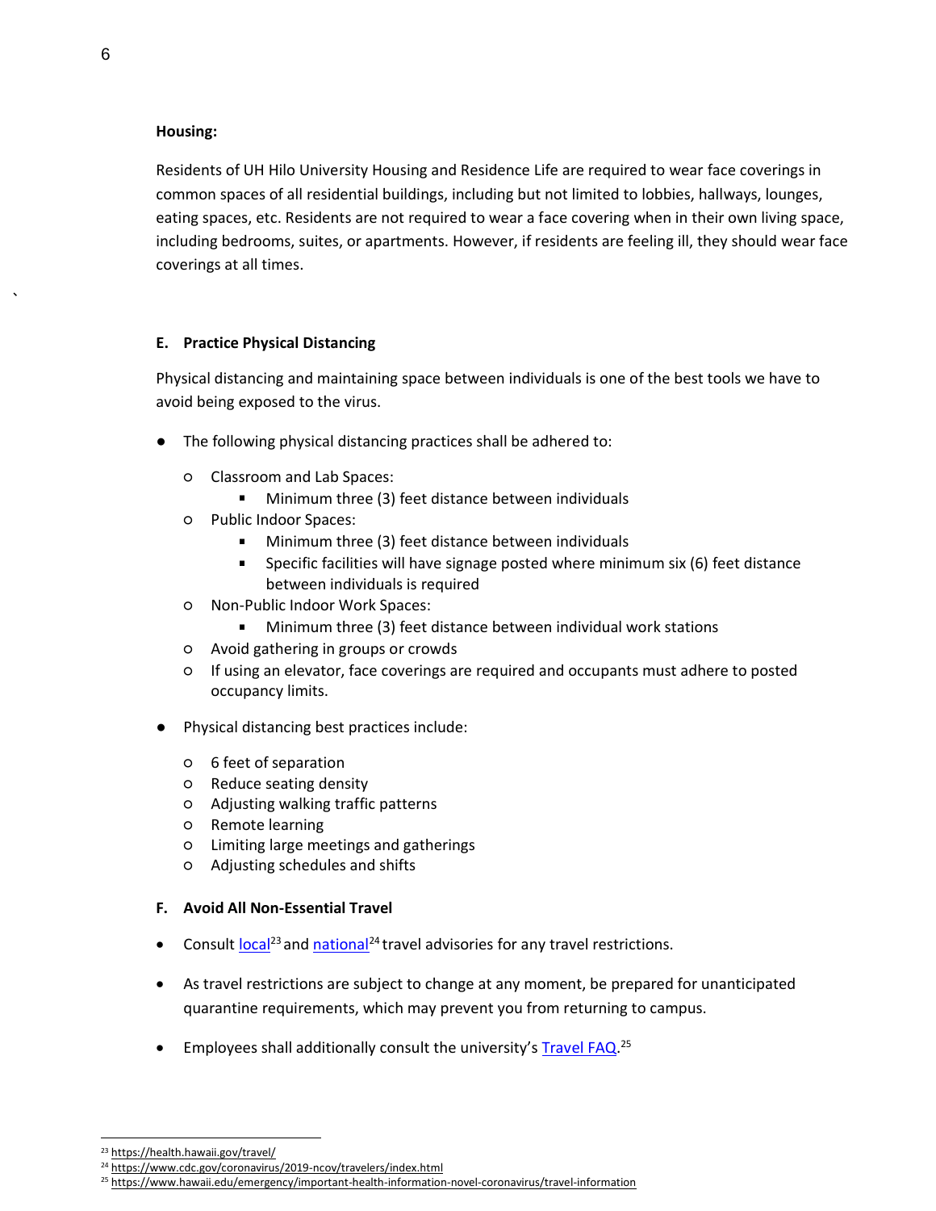**Housing:**

Residents of UH Hilo University Housing and Residence Life are required to wear face coverings in common spaces of all residential buildings, including but not limited to lobbies, hallways, lounges, eating spaces, etc. Residents are not required to wear a face covering when in their own living space, including bedrooms, suites, or apartments. However, if residents are feeling ill, they should wear face coverings at all times.

**E. Practice Physical Distancing**

Physical distancing and maintaining space between individuals is one of the best tools we have to avoid being exposed to the virus.

- The following physical distancing practices shall be adhered to:
  - Classroom and Lab Spaces:
    - Minimum three (3) feet distance between individuals
  - Public Indoor Spaces:
    - Minimum three (3) feet distance between individuals
    - Specific facilities will have signage posted where minimum six (6) feet distance between individuals is required
  - Non-Public Indoor Work Spaces:
    - Minimum three (3) feet distance between individual work stations
  - Avoid gathering in groups or crowds
  - If using an elevator, face coverings are required and occupants must adhere to posted occupancy limits.

- Physical distancing best practices include:
  - 6 feet of separation
  - Reduce seating density
  - Adjusting walking traffic patterns
  - Remote learning
  - Limiting large meetings and gatherings
  - Adjusting schedules and shifts

**F. Avoid All Non-Essential Travel**

- Consult local[23] and national[24] travel advisories for any travel restrictions.
- As travel restrictions are subject to change at any moment, be prepared for unanticipated quarantine requirements, which may prevent you from returning to campus.
- Employees shall additionally consult the university's Travel FAQ.[25]

[23] https://health.hawaii.gov/travel/

[24] https://www.cdc.gov/coronavirus/2019-ncov/travelers/index.html

[25] https://www.hawaii.edu/emergency/important-health-information-novel-coronavirus/travel-information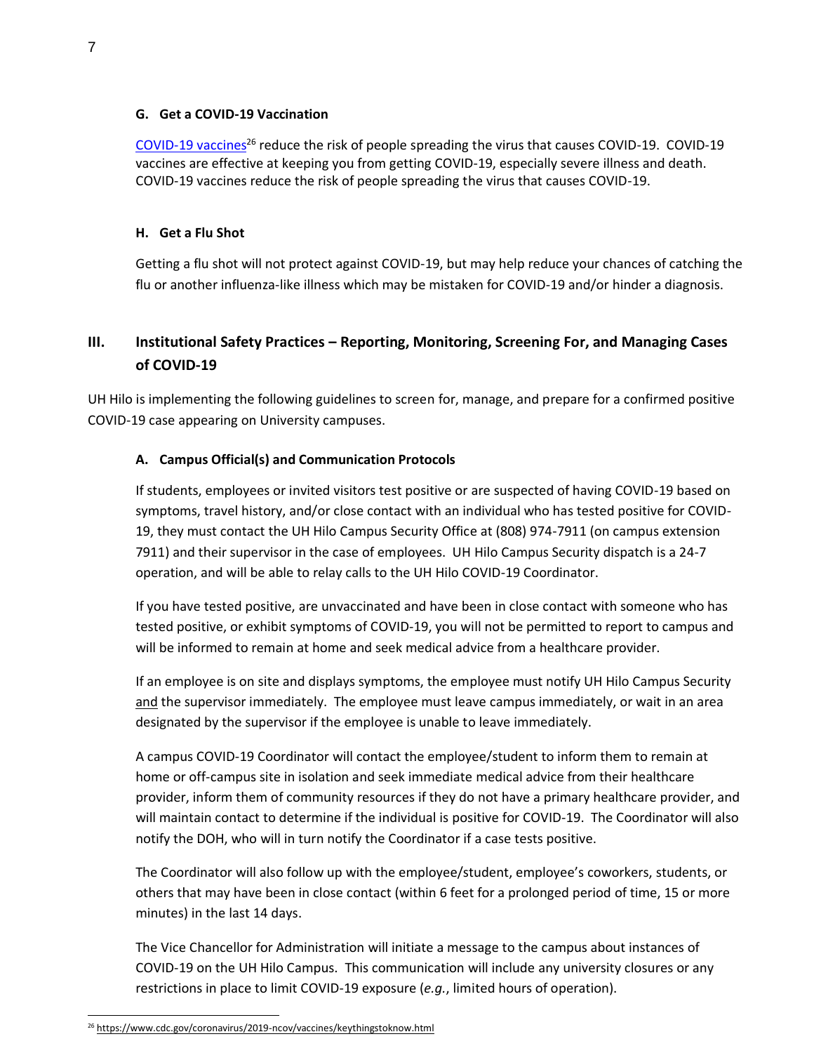### G. Get a COVID-19 Vaccination

COVID-19 vaccines[26] reduce the risk of people spreading the virus that causes COVID-19. COVID-19 vaccines are effective at keeping you from getting COVID-19, especially severe illness and death. COVID-19 vaccines reduce the risk of people spreading the virus that causes COVID-19.

### H. Get a Flu Shot

Getting a flu shot will not protect against COVID-19, but may help reduce your chances of catching the flu or another influenza-like illness which may be mistaken for COVID-19 and/or hinder a diagnosis.

## III. Institutional Safety Practices – Reporting, Monitoring, Screening For, and Managing Cases of COVID-19

UH Hilo is implementing the following guidelines to screen for, manage, and prepare for a confirmed positive COVID-19 case appearing on University campuses.

### A. Campus Official(s) and Communication Protocols

If students, employees or invited visitors test positive or are suspected of having COVID-19 based on symptoms, travel history, and/or close contact with an individual who has tested positive for COVID-19, they must contact the UH Hilo Campus Security Office at (808) 974-7911 (on campus extension 7911) and their supervisor in the case of employees. UH Hilo Campus Security dispatch is a 24-7 operation, and will be able to relay calls to the UH Hilo COVID-19 Coordinator.

If you have tested positive, are unvaccinated and have been in close contact with someone who has tested positive, or exhibit symptoms of COVID-19, you will not be permitted to report to campus and will be informed to remain at home and seek medical advice from a healthcare provider.

If an employee is on site and displays symptoms, the employee must notify UH Hilo Campus Security and the supervisor immediately. The employee must leave campus immediately, or wait in an area designated by the supervisor if the employee is unable to leave immediately.

A campus COVID-19 Coordinator will contact the employee/student to inform them to remain at home or off-campus site in isolation and seek immediate medical advice from their healthcare provider, inform them of community resources if they do not have a primary healthcare provider, and will maintain contact to determine if the individual is positive for COVID-19. The Coordinator will also notify the DOH, who will in turn notify the Coordinator if a case tests positive.

The Coordinator will also follow up with the employee/student, employee's coworkers, students, or others that may have been in close contact (within 6 feet for a prolonged period of time, 15 or more minutes) in the last 14 days.

The Vice Chancellor for Administration will initiate a message to the campus about instances of COVID-19 on the UH Hilo Campus. This communication will include any university closures or any restrictions in place to limit COVID-19 exposure (*e.g.*, limited hours of operation).

---

[26] https://www.cdc.gov/coronavirus/2019-ncov/vaccines/keythingstoknow.html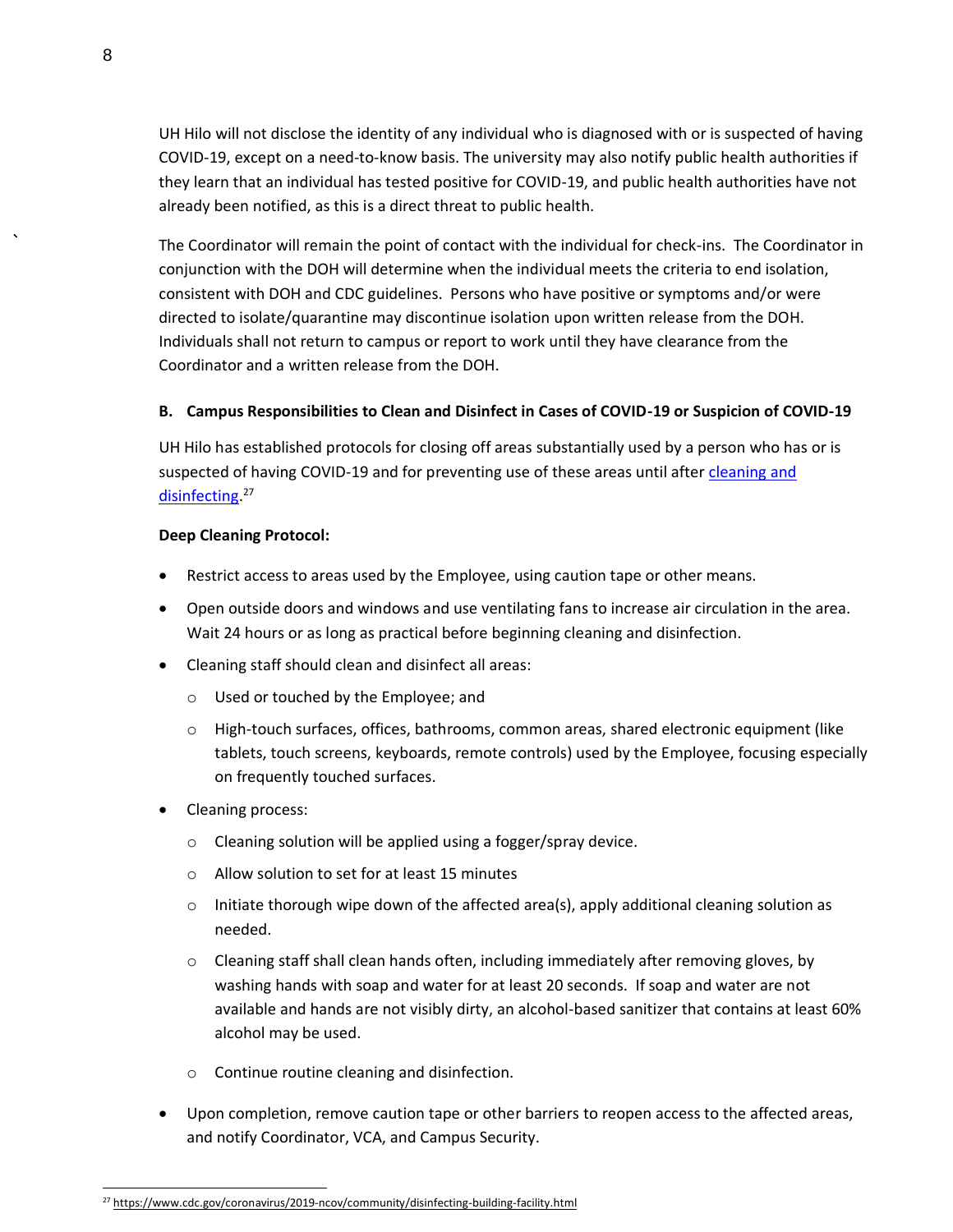UH Hilo will not disclose the identity of any individual who is diagnosed with or is suspected of having COVID-19, except on a need-to-know basis. The university may also notify public health authorities if they learn that an individual has tested positive for COVID-19, and public health authorities have not already been notified, as this is a direct threat to public health.

The Coordinator will remain the point of contact with the individual for check-ins. The Coordinator in conjunction with the DOH will determine when the individual meets the criteria to end isolation, consistent with DOH and CDC guidelines. Persons who have positive or symptoms and/or were directed to isolate/quarantine may discontinue isolation upon written release from the DOH. Individuals shall not return to campus or report to work until they have clearance from the Coordinator and a written release from the DOH.

### B. Campus Responsibilities to Clean and Disinfect in Cases of COVID-19 or Suspicion of COVID-19

UH Hilo has established protocols for closing off areas substantially used by a person who has or is suspected of having COVID-19 and for preventing use of these areas until after [cleaning and disinfecting](https://www.cdc.gov/coronavirus/2019-ncov/community/disinfecting-building-facility.html).[27]

**Deep Cleaning Protocol:**

- Restrict access to areas used by the Employee, using caution tape or other means.
- Open outside doors and windows and use ventilating fans to increase air circulation in the area. Wait 24 hours or as long as practical before beginning cleaning and disinfection.
- Cleaning staff should clean and disinfect all areas:
  - Used or touched by the Employee; and
  - High-touch surfaces, offices, bathrooms, common areas, shared electronic equipment (like tablets, touch screens, keyboards, remote controls) used by the Employee, focusing especially on frequently touched surfaces.
- Cleaning process:
  - Cleaning solution will be applied using a fogger/spray device.
  - Allow solution to set for at least 15 minutes
  - Initiate thorough wipe down of the affected area(s), apply additional cleaning solution as needed.
  - Cleaning staff shall clean hands often, including immediately after removing gloves, by washing hands with soap and water for at least 20 seconds. If soap and water are not available and hands are not visibly dirty, an alcohol-based sanitizer that contains at least 60% alcohol may be used.
  - Continue routine cleaning and disinfection.
- Upon completion, remove caution tape or other barriers to reopen access to the affected areas, and notify Coordinator, VCA, and Campus Security.

---

[27] https://www.cdc.gov/coronavirus/2019-ncov/community/disinfecting-building-facility.html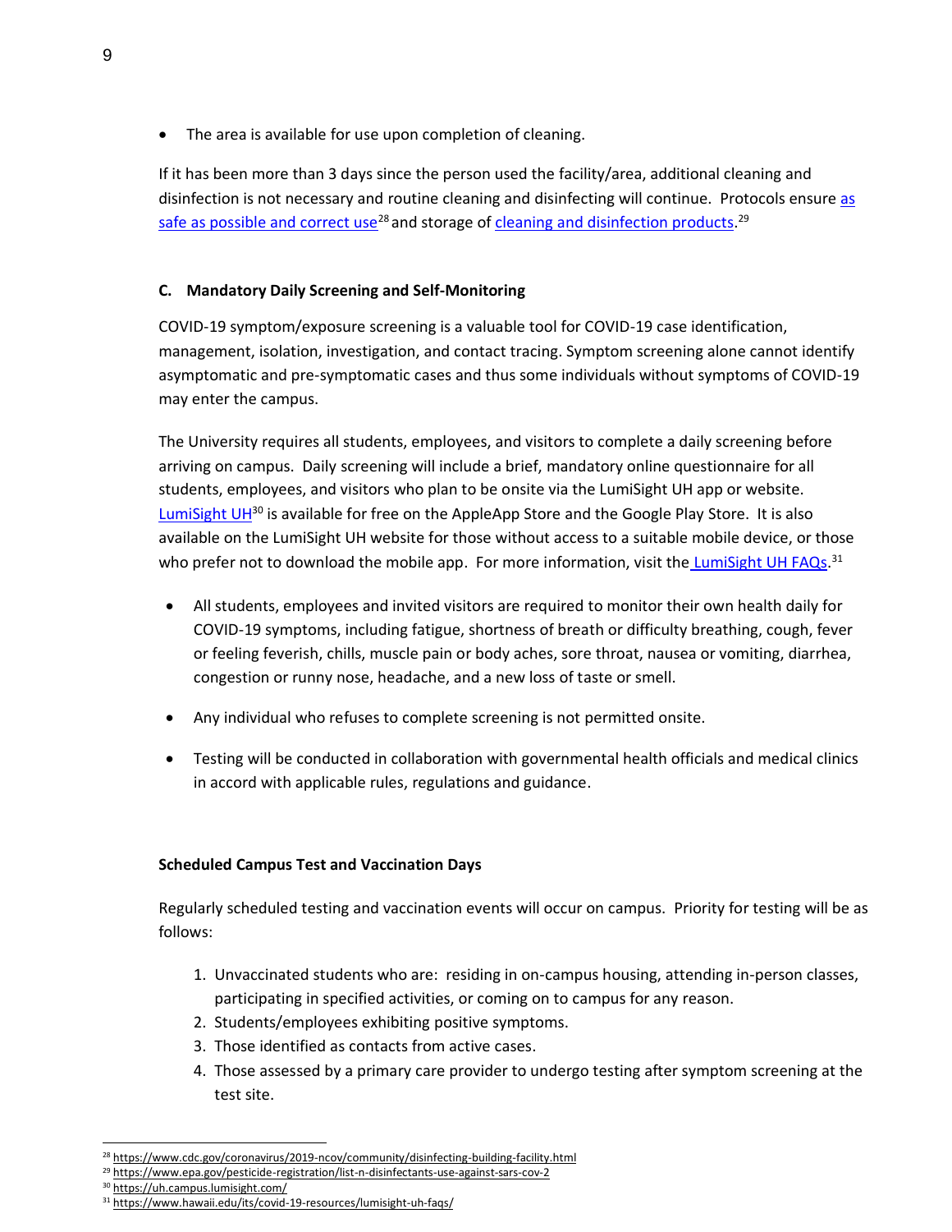- The area is available for use upon completion of cleaning.

If it has been more than 3 days since the person used the facility/area, additional cleaning and disinfection is not necessary and routine cleaning and disinfecting will continue. Protocols ensure as safe as possible and correct use[28] and storage of cleaning and disinfection products.[29]

### C. Mandatory Daily Screening and Self-Monitoring

COVID-19 symptom/exposure screening is a valuable tool for COVID-19 case identification, management, isolation, investigation, and contact tracing. Symptom screening alone cannot identify asymptomatic and pre-symptomatic cases and thus some individuals without symptoms of COVID-19 may enter the campus.

The University requires all students, employees, and visitors to complete a daily screening before arriving on campus. Daily screening will include a brief, mandatory online questionnaire for all students, employees, and visitors who plan to be onsite via the LumiSight UH app or website. LumiSight UH[30] is available for free on the AppleApp Store and the Google Play Store. It is also available on the LumiSight UH website for those without access to a suitable mobile device, or those who prefer not to download the mobile app. For more information, visit the LumiSight UH FAQs.[31]

- All students, employees and invited visitors are required to monitor their own health daily for COVID-19 symptoms, including fatigue, shortness of breath or difficulty breathing, cough, fever or feeling feverish, chills, muscle pain or body aches, sore throat, nausea or vomiting, diarrhea, congestion or runny nose, headache, and a new loss of taste or smell.
- Any individual who refuses to complete screening is not permitted onsite.
- Testing will be conducted in collaboration with governmental health officials and medical clinics in accord with applicable rules, regulations and guidance.

**Scheduled Campus Test and Vaccination Days**

Regularly scheduled testing and vaccination events will occur on campus. Priority for testing will be as follows:

1. Unvaccinated students who are: residing in on-campus housing, attending in-person classes, participating in specified activities, or coming on to campus for any reason.
2. Students/employees exhibiting positive symptoms.
3. Those identified as contacts from active cases.
4. Those assessed by a primary care provider to undergo testing after symptom screening at the test site.

---

[28] https://www.cdc.gov/coronavirus/2019-ncov/community/disinfecting-building-facility.html
[29] https://www.epa.gov/pesticide-registration/list-n-disinfectants-use-against-sars-cov-2
[30] https://uh.campus.lumisight.com/
[31] https://www.hawaii.edu/its/covid-19-resources/lumisight-uh-faqs/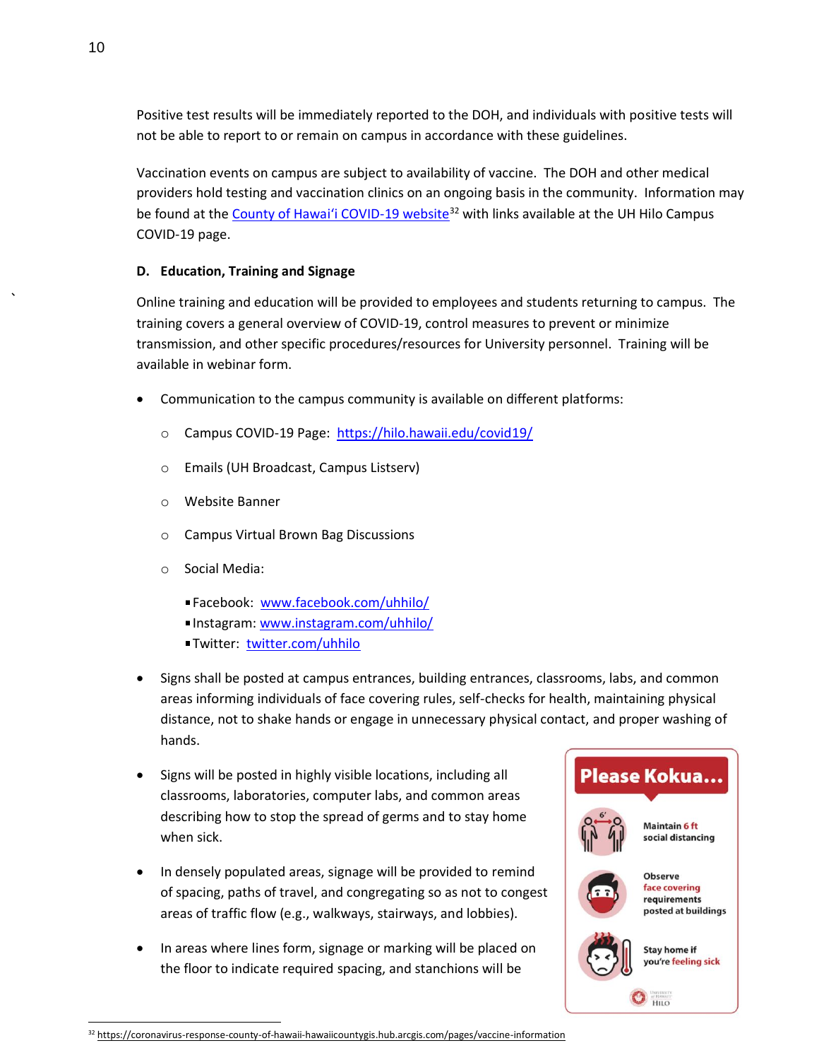Positive test results will be immediately reported to the DOH, and individuals with positive tests will not be able to report to or remain on campus in accordance with these guidelines.

Vaccination events on campus are subject to availability of vaccine. The DOH and other medical providers hold testing and vaccination clinics on an ongoing basis in the community. Information may be found at the [County of Hawaiʻi COVID-19 website](https://coronavirus-response-county-of-hawaii-hawaiicountygis.hub.arcgis.com/pages/vaccine-information)[32] with links available at the UH Hilo Campus COVID-19 page.

### D. Education, Training and Signage

Online training and education will be provided to employees and students returning to campus. The training covers a general overview of COVID-19, control measures to prevent or minimize transmission, and other specific procedures/resources for University personnel. Training will be available in webinar form.

- Communication to the campus community is available on different platforms:
  - Campus COVID-19 Page: https://hilo.hawaii.edu/covid19/
  - Emails (UH Broadcast, Campus Listserv)
  - Website Banner
  - Campus Virtual Brown Bag Discussions
  - Social Media:
    - Facebook: www.facebook.com/uhhilo/
    - Instagram: www.instagram.com/uhhilo/
    - Twitter: twitter.com/uhhilo
- Signs shall be posted at campus entrances, building entrances, classrooms, labs, and common areas informing individuals of face covering rules, self-checks for health, maintaining physical distance, not to shake hands or engage in unnecessary physical contact, and proper washing of hands.
- Signs will be posted in highly visible locations, including all classrooms, laboratories, computer labs, and common areas describing how to stop the spread of germs and to stay home when sick.
- In densely populated areas, signage will be provided to remind of spacing, paths of travel, and congregating so as not to congest areas of traffic flow (e.g., walkways, stairways, and lobbies).
- In areas where lines form, signage or marking will be placed on the floor to indicate required spacing, and stanchions will be

**Please Kokua...**

- Maintain 6 ft social distancing
- Observe face covering requirements posted at buildings
- Stay home if you're feeling sick

University of Hawaiʻi Hilo

---

[32] https://coronavirus-response-county-of-hawaii-hawaiicountygis.hub.arcgis.com/pages/vaccine-information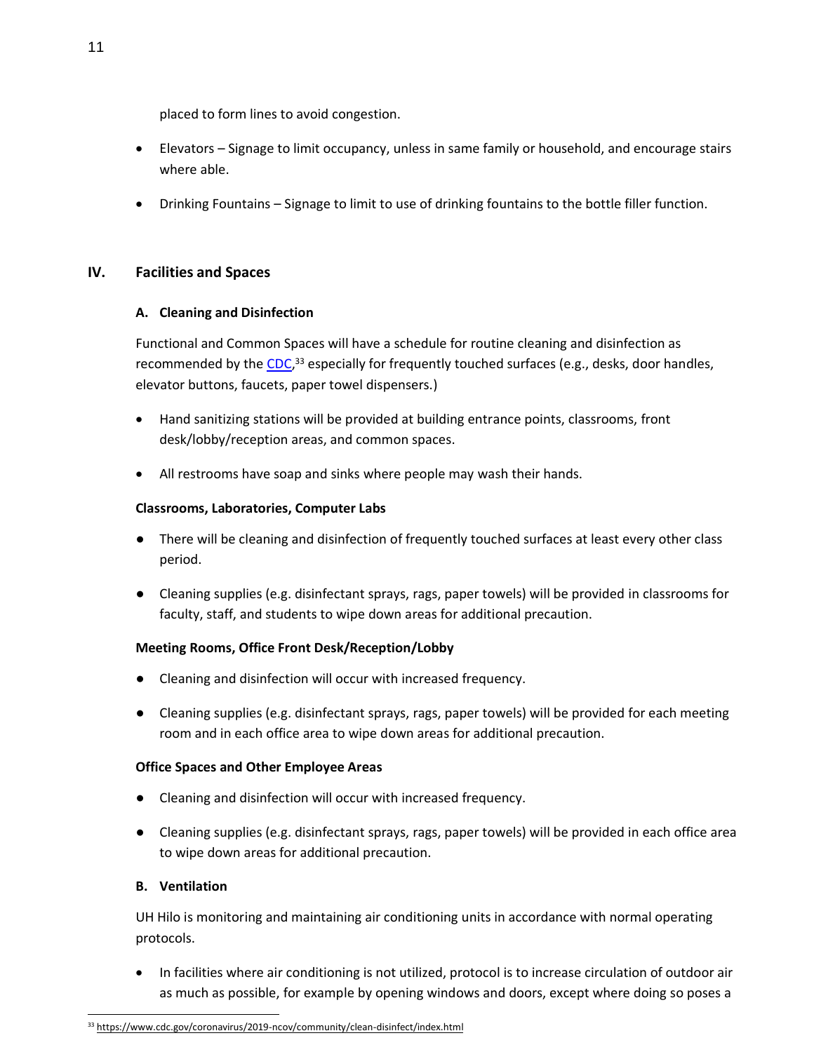placed to form lines to avoid congestion.

- Elevators – Signage to limit occupancy, unless in same family or household, and encourage stairs where able.
- Drinking Fountains – Signage to limit to use of drinking fountains to the bottle filler function.

## IV. Facilities and Spaces

### A. Cleaning and Disinfection

Functional and Common Spaces will have a schedule for routine cleaning and disinfection as recommended by the CDC,[33] especially for frequently touched surfaces (e.g., desks, door handles, elevator buttons, faucets, paper towel dispensers.)

- Hand sanitizing stations will be provided at building entrance points, classrooms, front desk/lobby/reception areas, and common spaces.
- All restrooms have soap and sinks where people may wash their hands.

**Classrooms, Laboratories, Computer Labs**

- There will be cleaning and disinfection of frequently touched surfaces at least every other class period.
- Cleaning supplies (e.g. disinfectant sprays, rags, paper towels) will be provided in classrooms for faculty, staff, and students to wipe down areas for additional precaution.

**Meeting Rooms, Office Front Desk/Reception/Lobby**

- Cleaning and disinfection will occur with increased frequency.
- Cleaning supplies (e.g. disinfectant sprays, rags, paper towels) will be provided for each meeting room and in each office area to wipe down areas for additional precaution.

**Office Spaces and Other Employee Areas**

- Cleaning and disinfection will occur with increased frequency.
- Cleaning supplies (e.g. disinfectant sprays, rags, paper towels) will be provided in each office area to wipe down areas for additional precaution.

### B. Ventilation

UH Hilo is monitoring and maintaining air conditioning units in accordance with normal operating protocols.

- In facilities where air conditioning is not utilized, protocol is to increase circulation of outdoor air as much as possible, for example by opening windows and doors, except where doing so poses a

[33] https://www.cdc.gov/coronavirus/2019-ncov/community/clean-disinfect/index.html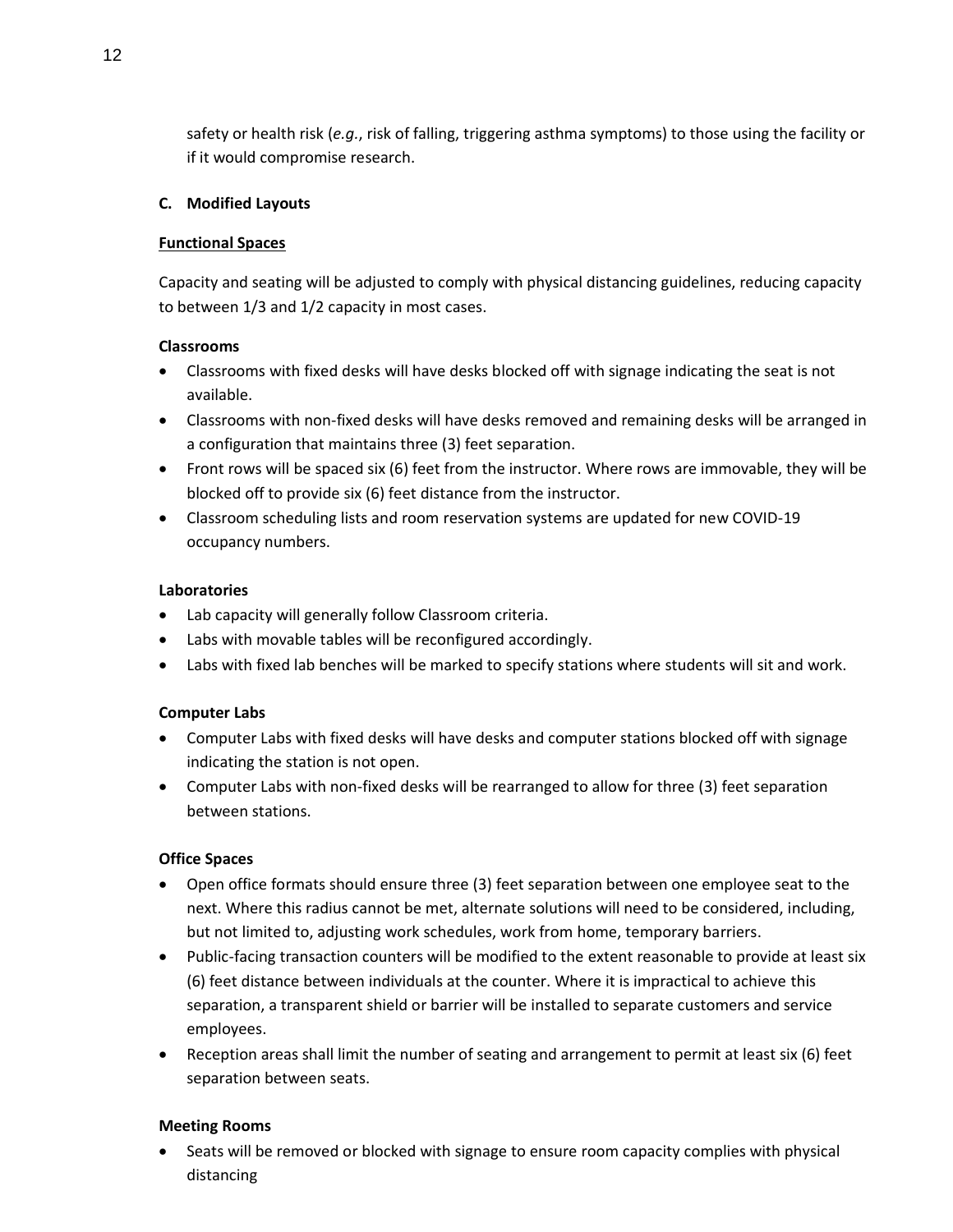safety or health risk (*e.g.*, risk of falling, triggering asthma symptoms) to those using the facility or if it would compromise research.

### C. Modified Layouts

**Functional Spaces**

Capacity and seating will be adjusted to comply with physical distancing guidelines, reducing capacity to between 1/3 and 1/2 capacity in most cases.

**Classrooms**

- Classrooms with fixed desks will have desks blocked off with signage indicating the seat is not available.
- Classrooms with non-fixed desks will have desks removed and remaining desks will be arranged in a configuration that maintains three (3) feet separation.
- Front rows will be spaced six (6) feet from the instructor. Where rows are immovable, they will be blocked off to provide six (6) feet distance from the instructor.
- Classroom scheduling lists and room reservation systems are updated for new COVID-19 occupancy numbers.

**Laboratories**

- Lab capacity will generally follow Classroom criteria.
- Labs with movable tables will be reconfigured accordingly.
- Labs with fixed lab benches will be marked to specify stations where students will sit and work.

**Computer Labs**

- Computer Labs with fixed desks will have desks and computer stations blocked off with signage indicating the station is not open.
- Computer Labs with non-fixed desks will be rearranged to allow for three (3) feet separation between stations.

**Office Spaces**

- Open office formats should ensure three (3) feet separation between one employee seat to the next. Where this radius cannot be met, alternate solutions will need to be considered, including, but not limited to, adjusting work schedules, work from home, temporary barriers.
- Public-facing transaction counters will be modified to the extent reasonable to provide at least six (6) feet distance between individuals at the counter. Where it is impractical to achieve this separation, a transparent shield or barrier will be installed to separate customers and service employees.
- Reception areas shall limit the number of seating and arrangement to permit at least six (6) feet separation between seats.

**Meeting Rooms**

- Seats will be removed or blocked with signage to ensure room capacity complies with physical distancing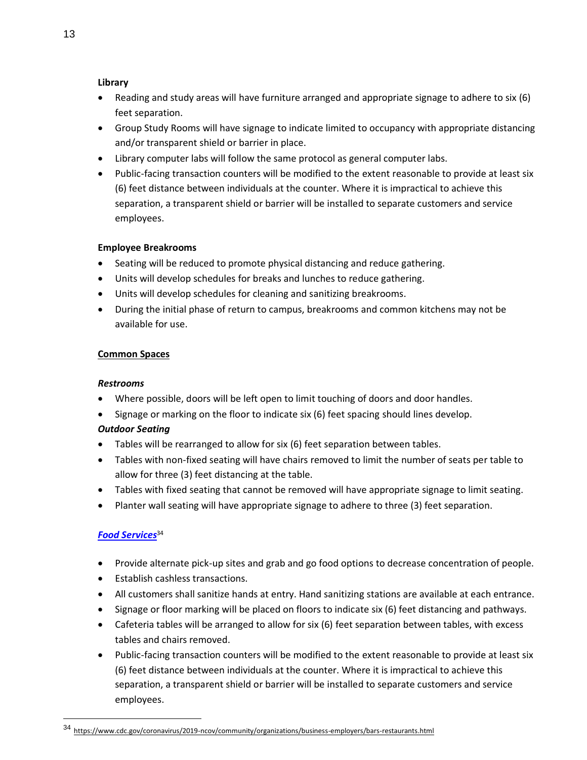**Library**

- Reading and study areas will have furniture arranged and appropriate signage to adhere to six (6) feet separation.
- Group Study Rooms will have signage to indicate limited to occupancy with appropriate distancing and/or transparent shield or barrier in place.
- Library computer labs will follow the same protocol as general computer labs.
- Public-facing transaction counters will be modified to the extent reasonable to provide at least six (6) feet distance between individuals at the counter. Where it is impractical to achieve this separation, a transparent shield or barrier will be installed to separate customers and service employees.

**Employee Breakrooms**

- Seating will be reduced to promote physical distancing and reduce gathering.
- Units will develop schedules for breaks and lunches to reduce gathering.
- Units will develop schedules for cleaning and sanitizing breakrooms.
- During the initial phase of return to campus, breakrooms and common kitchens may not be available for use.

**<u>Common Spaces</u>**

***Restrooms***

- Where possible, doors will be left open to limit touching of doors and door handles.
- Signage or marking on the floor to indicate six (6) feet spacing should lines develop.

***Outdoor Seating***

- Tables will be rearranged to allow for six (6) feet separation between tables.
- Tables with non-fixed seating will have chairs removed to limit the number of seats per table to allow for three (3) feet distancing at the table.
- Tables with fixed seating that cannot be removed will have appropriate signage to limit seating.
- Planter wall seating will have appropriate signage to adhere to three (3) feet separation.

***Food Services***[34]

- Provide alternate pick-up sites and grab and go food options to decrease concentration of people.
- Establish cashless transactions.
- All customers shall sanitize hands at entry. Hand sanitizing stations are available at each entrance.
- Signage or floor marking will be placed on floors to indicate six (6) feet distancing and pathways.
- Cafeteria tables will be arranged to allow for six (6) feet separation between tables, with excess tables and chairs removed.
- Public-facing transaction counters will be modified to the extent reasonable to provide at least six (6) feet distance between individuals at the counter. Where it is impractical to achieve this separation, a transparent shield or barrier will be installed to separate customers and service employees.

---

[34] https://www.cdc.gov/coronavirus/2019-ncov/community/organizations/business-employers/bars-restaurants.html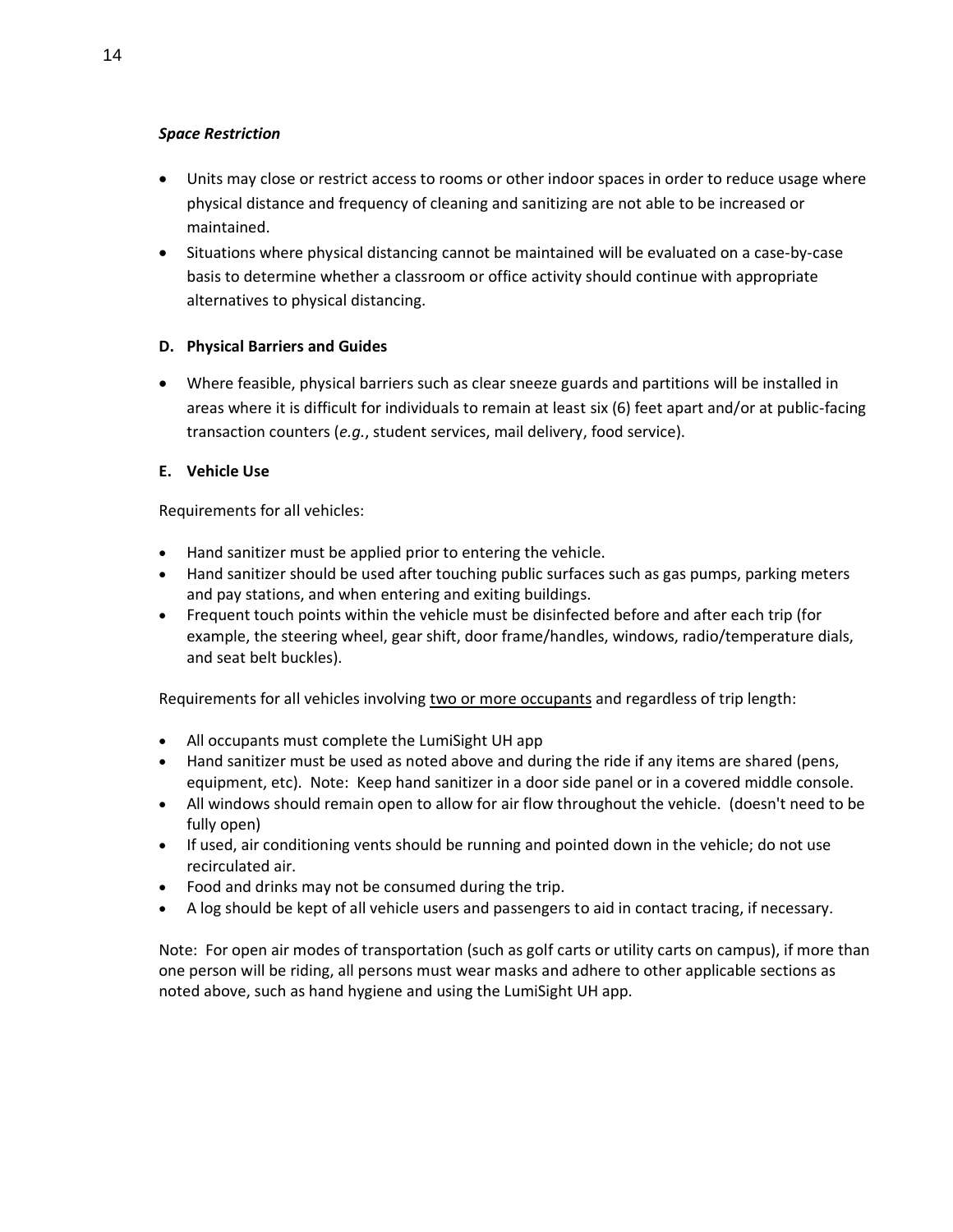***Space Restriction***

- Units may close or restrict access to rooms or other indoor spaces in order to reduce usage where physical distance and frequency of cleaning and sanitizing are not able to be increased or maintained.
- Situations where physical distancing cannot be maintained will be evaluated on a case-by-case basis to determine whether a classroom or office activity should continue with appropriate alternatives to physical distancing.

**D. Physical Barriers and Guides**

- Where feasible, physical barriers such as clear sneeze guards and partitions will be installed in areas where it is difficult for individuals to remain at least six (6) feet apart and/or at public-facing transaction counters (*e.g.*, student services, mail delivery, food service).

**E. Vehicle Use**

Requirements for all vehicles:

- Hand sanitizer must be applied prior to entering the vehicle.
- Hand sanitizer should be used after touching public surfaces such as gas pumps, parking meters and pay stations, and when entering and exiting buildings.
- Frequent touch points within the vehicle must be disinfected before and after each trip (for example, the steering wheel, gear shift, door frame/handles, windows, radio/temperature dials, and seat belt buckles).

Requirements for all vehicles involving <u>two or more occupants</u> and regardless of trip length:

- All occupants must complete the LumiSight UH app
- Hand sanitizer must be used as noted above and during the ride if any items are shared (pens, equipment, etc). Note: Keep hand sanitizer in a door side panel or in a covered middle console.
- All windows should remain open to allow for air flow throughout the vehicle. (doesn't need to be fully open)
- If used, air conditioning vents should be running and pointed down in the vehicle; do not use recirculated air.
- Food and drinks may not be consumed during the trip.
- A log should be kept of all vehicle users and passengers to aid in contact tracing, if necessary.

Note: For open air modes of transportation (such as golf carts or utility carts on campus), if more than one person will be riding, all persons must wear masks and adhere to other applicable sections as noted above, such as hand hygiene and using the LumiSight UH app.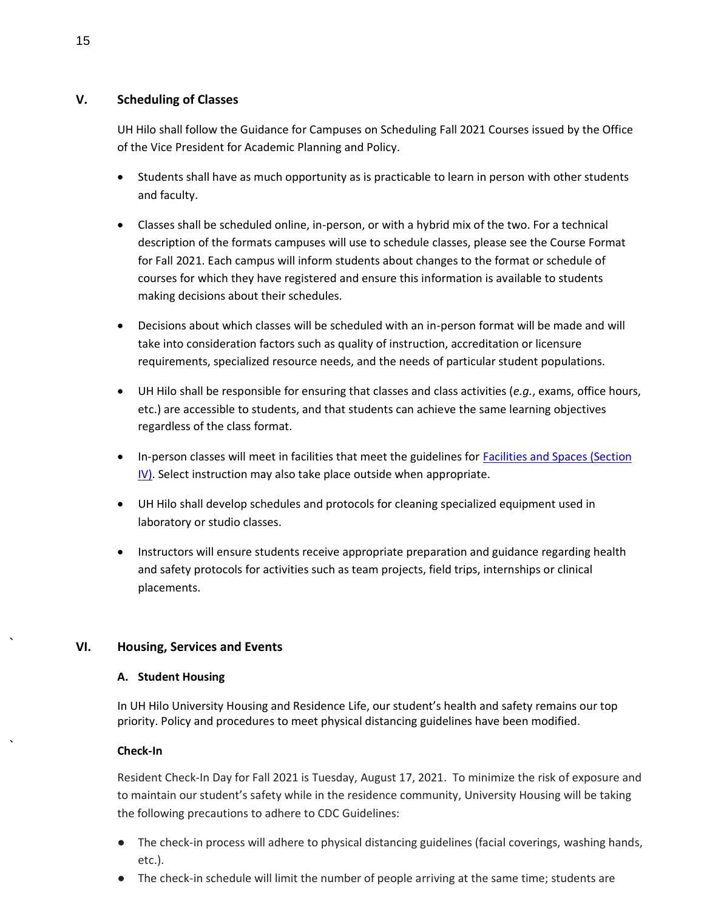## V. Scheduling of Classes

UH Hilo shall follow the Guidance for Campuses on Scheduling Fall 2021 Courses issued by the Office of the Vice President for Academic Planning and Policy.

- Students shall have as much opportunity as is practicable to learn in person with other students and faculty.
- Classes shall be scheduled online, in-person, or with a hybrid mix of the two. For a technical description of the formats campuses will use to schedule classes, please see the Course Format for Fall 2021. Each campus will inform students about changes to the format or schedule of courses for which they have registered and ensure this information is available to students making decisions about their schedules.
- Decisions about which classes will be scheduled with an in-person format will be made and will take into consideration factors such as quality of instruction, accreditation or licensure requirements, specialized resource needs, and the needs of particular student populations.
- UH Hilo shall be responsible for ensuring that classes and class activities (*e.g.*, exams, office hours, etc.) are accessible to students, and that students can achieve the same learning objectives regardless of the class format.
- In-person classes will meet in facilities that meet the guidelines for [Facilities and Spaces (Section IV)](). Select instruction may also take place outside when appropriate.
- UH Hilo shall develop schedules and protocols for cleaning specialized equipment used in laboratory or studio classes.
- Instructors will ensure students receive appropriate preparation and guidance regarding health and safety protocols for activities such as team projects, field trips, internships or clinical placements.

## VI. Housing, Services and Events

### A. Student Housing

In UH Hilo University Housing and Residence Life, our student's health and safety remains our top priority. Policy and procedures to meet physical distancing guidelines have been modified.

**Check-In**

Resident Check-In Day for Fall 2021 is Tuesday, August 17, 2021. To minimize the risk of exposure and to maintain our student's safety while in the residence community, University Housing will be taking the following precautions to adhere to CDC Guidelines:

- The check-in process will adhere to physical distancing guidelines (facial coverings, washing hands, etc.).
- The check-in schedule will limit the number of people arriving at the same time; students are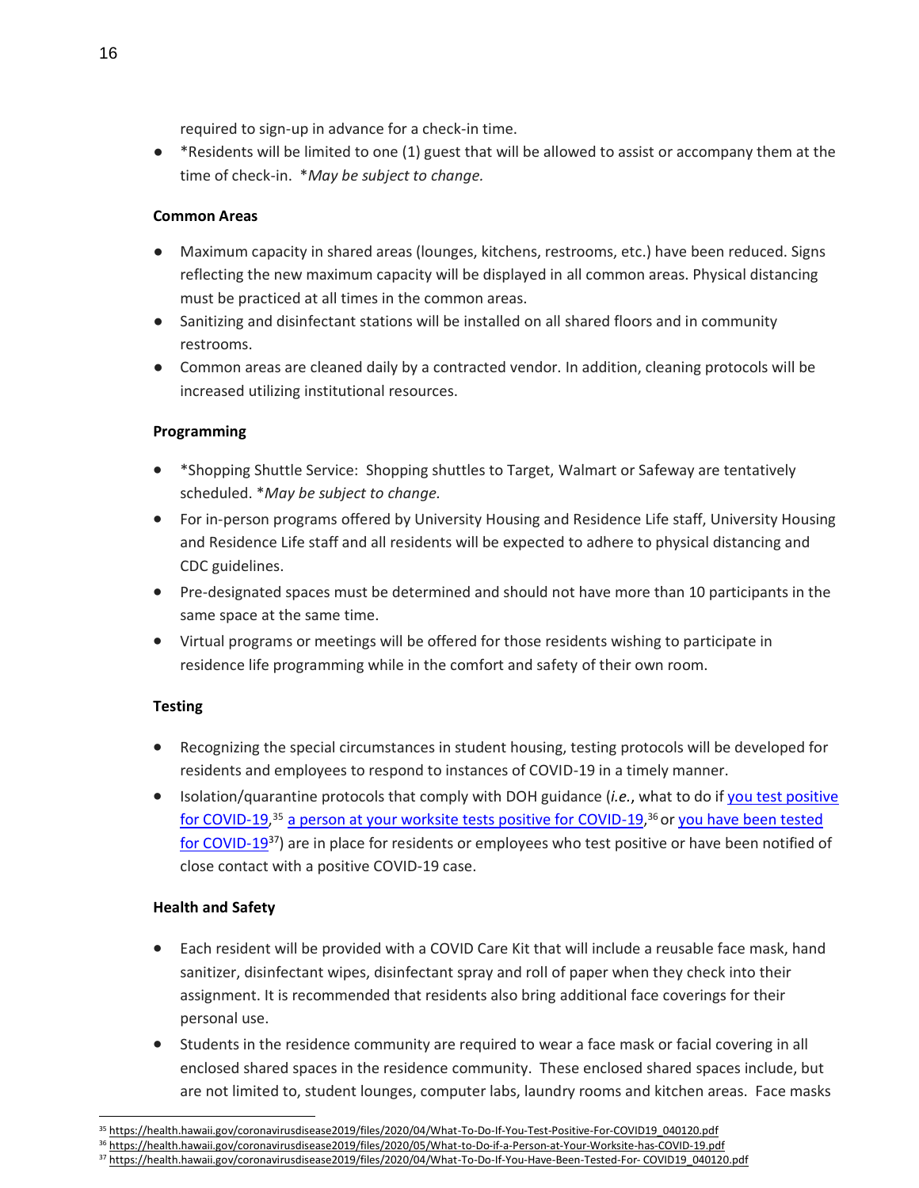required to sign-up in advance for a check-in time.

- *Residents will be limited to one (1) guest that will be allowed to assist or accompany them at the time of check-in. **May be subject to change.*

**Common Areas**

- Maximum capacity in shared areas (lounges, kitchens, restrooms, etc.) have been reduced. Signs reflecting the new maximum capacity will be displayed in all common areas. Physical distancing must be practiced at all times in the common areas.
- Sanitizing and disinfectant stations will be installed on all shared floors and in community restrooms.
- Common areas are cleaned daily by a contracted vendor. In addition, cleaning protocols will be increased utilizing institutional resources.

**Programming**

- *Shopping Shuttle Service: Shopping shuttles to Target, Walmart or Safeway are tentatively scheduled. **May be subject to change.*
- For in-person programs offered by University Housing and Residence Life staff, University Housing and Residence Life staff and all residents will be expected to adhere to physical distancing and CDC guidelines.
- Pre-designated spaces must be determined and should not have more than 10 participants in the same space at the same time.
- Virtual programs or meetings will be offered for those residents wishing to participate in residence life programming while in the comfort and safety of their own room.

**Testing**

- Recognizing the special circumstances in student housing, testing protocols will be developed for residents and employees to respond to instances of COVID-19 in a timely manner.
- Isolation/quarantine protocols that comply with DOH guidance (*i.e.*, what to do if [you test positive for COVID-19](https://health.hawaii.gov/coronavirusdisease2019/files/2020/04/What-To-Do-If-You-Test-Positive-For-COVID19_040120.pdf),[35] [a person at your worksite tests positive for COVID-19](https://health.hawaii.gov/coronavirusdisease2019/files/2020/05/What-to-Do-if-a-Person-at-Your-Worksite-has-COVID-19.pdf),[36] or [you have been tested for COVID-19](https://health.hawaii.gov/coronavirusdisease2019/files/2020/04/What-To-Do-If-You-Have-Been-Tested-For-COVID19_040120.pdf)[37]) are in place for residents or employees who test positive or have been notified of close contact with a positive COVID-19 case.

**Health and Safety**

- Each resident will be provided with a COVID Care Kit that will include a reusable face mask, hand sanitizer, disinfectant wipes, disinfectant spray and roll of paper when they check into their assignment. It is recommended that residents also bring additional face coverings for their personal use.
- Students in the residence community are required to wear a face mask or facial covering in all enclosed shared spaces in the residence community. These enclosed shared spaces include, but are not limited to, student lounges, computer labs, laundry rooms and kitchen areas. Face masks

---

[35] https://health.hawaii.gov/coronavirusdisease2019/files/2020/04/What-To-Do-If-You-Test-Positive-For-COVID19_040120.pdf

[36] https://health.hawaii.gov/coronavirusdisease2019/files/2020/05/What-to-Do-if-a-Person-at-Your-Worksite-has-COVID-19.pdf

[37] https://health.hawaii.gov/coronavirusdisease2019/files/2020/04/What-To-Do-If-You-Have-Been-Tested-For- COVID19_040120.pdf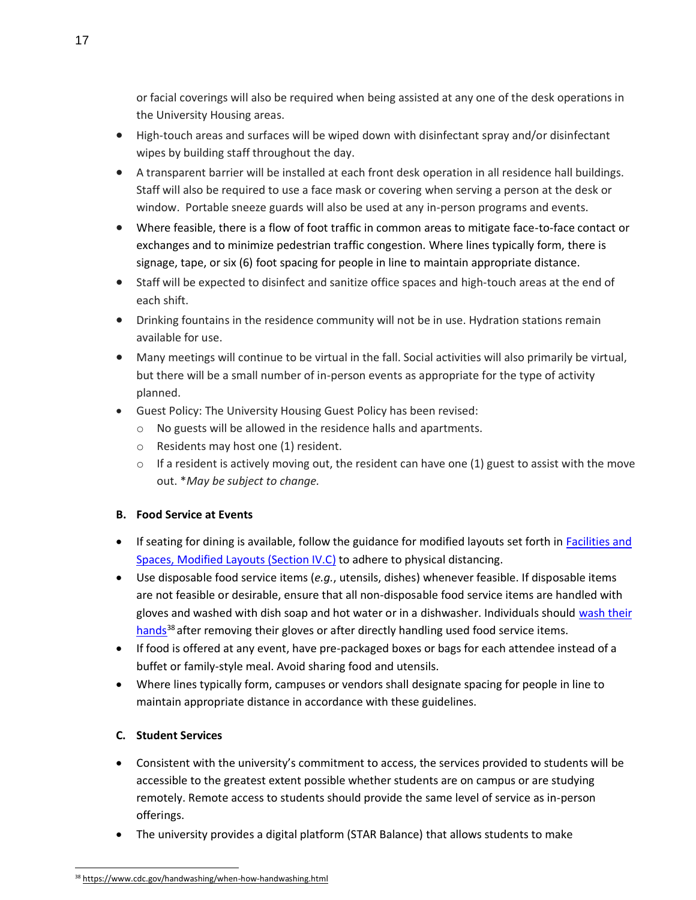or facial coverings will also be required when being assisted at any one of the desk operations in the University Housing areas.

- High-touch areas and surfaces will be wiped down with disinfectant spray and/or disinfectant wipes by building staff throughout the day.
- A transparent barrier will be installed at each front desk operation in all residence hall buildings. Staff will also be required to use a face mask or covering when serving a person at the desk or window. Portable sneeze guards will also be used at any in-person programs and events.
- Where feasible, there is a flow of foot traffic in common areas to mitigate face-to-face contact or exchanges and to minimize pedestrian traffic congestion. Where lines typically form, there is signage, tape, or six (6) foot spacing for people in line to maintain appropriate distance.
- Staff will be expected to disinfect and sanitize office spaces and high-touch areas at the end of each shift.
- Drinking fountains in the residence community will not be in use. Hydration stations remain available for use.
- Many meetings will continue to be virtual in the fall. Social activities will also primarily be virtual, but there will be a small number of in-person events as appropriate for the type of activity planned.
- Guest Policy: The University Housing Guest Policy has been revised:
  - No guests will be allowed in the residence halls and apartments.
  - Residents may host one (1) resident.
  - If a resident is actively moving out, the resident can have one (1) guest to assist with the move out. **May be subject to change.*

### B. Food Service at Events

- If seating for dining is available, follow the guidance for modified layouts set forth in [Facilities and Spaces, Modified Layouts (Section IV.C)]() to adhere to physical distancing.
- Use disposable food service items (*e.g.*, utensils, dishes) whenever feasible. If disposable items are not feasible or desirable, ensure that all non-disposable food service items are handled with gloves and washed with dish soap and hot water or in a dishwasher. Individuals should [wash their hands]()[38] after removing their gloves or after directly handling used food service items.
- If food is offered at any event, have pre-packaged boxes or bags for each attendee instead of a buffet or family-style meal. Avoid sharing food and utensils.
- Where lines typically form, campuses or vendors shall designate spacing for people in line to maintain appropriate distance in accordance with these guidelines.

### C. Student Services

- Consistent with the university's commitment to access, the services provided to students will be accessible to the greatest extent possible whether students are on campus or are studying remotely. Remote access to students should provide the same level of service as in-person offerings.
- The university provides a digital platform (STAR Balance) that allows students to make

---

[38] https://www.cdc.gov/handwashing/when-how-handwashing.html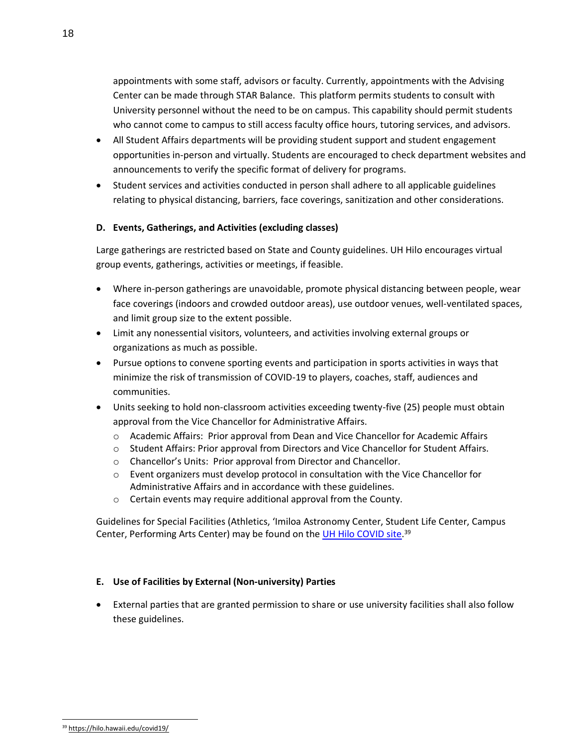appointments with some staff, advisors or faculty. Currently, appointments with the Advising Center can be made through STAR Balance. This platform permits students to consult with University personnel without the need to be on campus. This capability should permit students who cannot come to campus to still access faculty office hours, tutoring services, and advisors.

- All Student Affairs departments will be providing student support and student engagement opportunities in-person and virtually. Students are encouraged to check department websites and announcements to verify the specific format of delivery for programs.
- Student services and activities conducted in person shall adhere to all applicable guidelines relating to physical distancing, barriers, face coverings, sanitization and other considerations.

### D. Events, Gatherings, and Activities (excluding classes)

Large gatherings are restricted based on State and County guidelines. UH Hilo encourages virtual group events, gatherings, activities or meetings, if feasible.

- Where in-person gatherings are unavoidable, promote physical distancing between people, wear face coverings (indoors and crowded outdoor areas), use outdoor venues, well-ventilated spaces, and limit group size to the extent possible.
- Limit any nonessential visitors, volunteers, and activities involving external groups or organizations as much as possible.
- Pursue options to convene sporting events and participation in sports activities in ways that minimize the risk of transmission of COVID-19 to players, coaches, staff, audiences and communities.
- Units seeking to hold non-classroom activities exceeding twenty-five (25) people must obtain approval from the Vice Chancellor for Administrative Affairs.
  - Academic Affairs: Prior approval from Dean and Vice Chancellor for Academic Affairs
  - Student Affairs: Prior approval from Directors and Vice Chancellor for Student Affairs.
  - Chancellor's Units: Prior approval from Director and Chancellor.
  - Event organizers must develop protocol in consultation with the Vice Chancellor for Administrative Affairs and in accordance with these guidelines.
  - Certain events may require additional approval from the County.

Guidelines for Special Facilities (Athletics, ʻImiloa Astronomy Center, Student Life Center, Campus Center, Performing Arts Center) may be found on the [UH Hilo COVID site](https://hilo.hawaii.edu/covid19/).[39]

### E. Use of Facilities by External (Non-university) Parties

- External parties that are granted permission to share or use university facilities shall also follow these guidelines.

---

[39] https://hilo.hawaii.edu/covid19/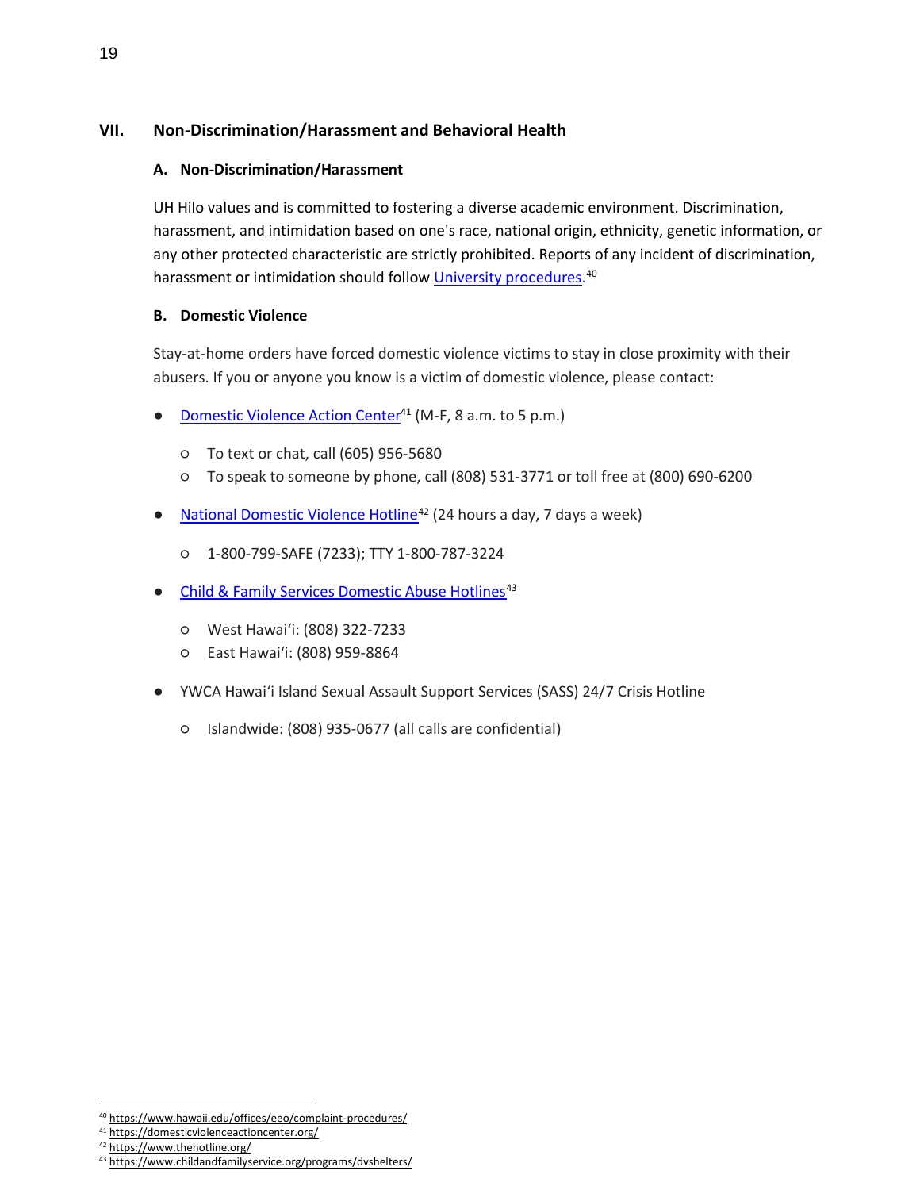## VII. Non-Discrimination/Harassment and Behavioral Health

### A. Non-Discrimination/Harassment

UH Hilo values and is committed to fostering a diverse academic environment. Discrimination, harassment, and intimidation based on one's race, national origin, ethnicity, genetic information, or any other protected characteristic are strictly prohibited. Reports of any incident of discrimination, harassment or intimidation should follow University procedures.[40]

### B. Domestic Violence

Stay-at-home orders have forced domestic violence victims to stay in close proximity with their abusers. If you or anyone you know is a victim of domestic violence, please contact:

- Domestic Violence Action Center[41] (M-F, 8 a.m. to 5 p.m.)
  - To text or chat, call (605) 956-5680
  - To speak to someone by phone, call (808) 531-3771 or toll free at (800) 690-6200
- National Domestic Violence Hotline[42] (24 hours a day, 7 days a week)
  - 1-800-799-SAFE (7233); TTY 1-800-787-3224
- Child & Family Services Domestic Abuse Hotlines[43]
  - West Hawaiʻi: (808) 322-7233
  - East Hawaiʻi: (808) 959-8864
- YWCA Hawaiʻi Island Sexual Assault Support Services (SASS) 24/7 Crisis Hotline
  - Islandwide: (808) 935-0677 (all calls are confidential)

---

[40] https://www.hawaii.edu/offices/eeo/complaint-procedures/
[41] https://domesticviolenceactioncenter.org/
[42] https://www.thehotline.org/
[43] https://www.childandfamilyservice.org/programs/dvshelters/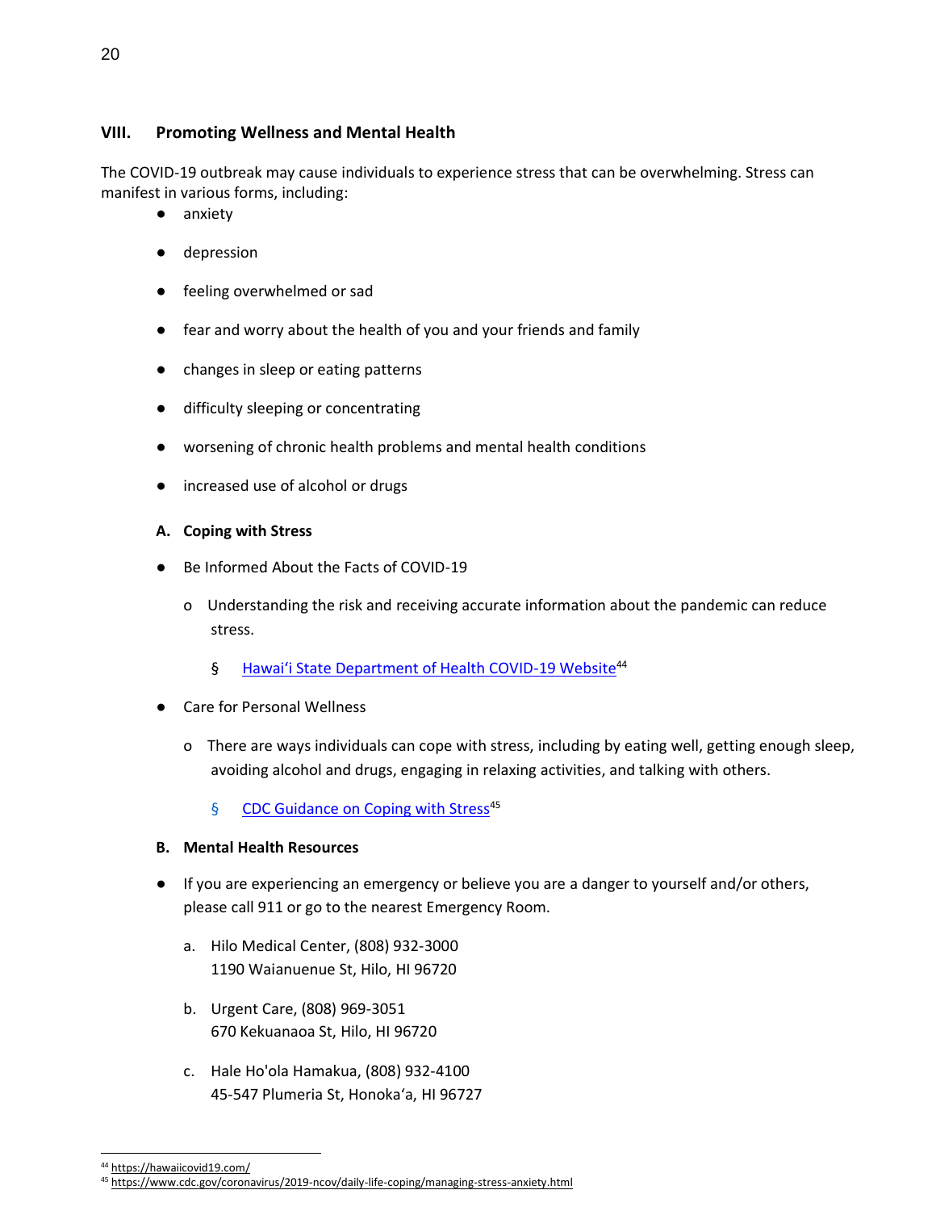## VIII. Promoting Wellness and Mental Health

The COVID-19 outbreak may cause individuals to experience stress that can be overwhelming. Stress can manifest in various forms, including:

- anxiety
- depression
- feeling overwhelmed or sad
- fear and worry about the health of you and your friends and family
- changes in sleep or eating patterns
- difficulty sleeping or concentrating
- worsening of chronic health problems and mental health conditions
- increased use of alcohol or drugs

### A. Coping with Stress

- Be Informed About the Facts of COVID-19
  - Understanding the risk and receiving accurate information about the pandemic can reduce stress.
    - [Hawaiʻi State Department of Health COVID-19 Website][44]
- Care for Personal Wellness
  - There are ways individuals can cope with stress, including by eating well, getting enough sleep, avoiding alcohol and drugs, engaging in relaxing activities, and talking with others.
    - [CDC Guidance on Coping with Stress][45]

### B. Mental Health Resources

- If you are experiencing an emergency or believe you are a danger to yourself and/or others, please call 911 or go to the nearest Emergency Room.

  a. Hilo Medical Center, (808) 932-3000
  1190 Waianuenue St, Hilo, HI 96720

  b. Urgent Care, (808) 969-3051
  670 Kekuanaoa St, Hilo, HI 96720

  c. Hale Ho'ola Hamakua, (808) 932-4100
  45-547 Plumeria St, Honokaʻa, HI 96727

---

[44] https://hawaiicovid19.com/

[45] https://www.cdc.gov/coronavirus/2019-ncov/daily-life-coping/managing-stress-anxiety.html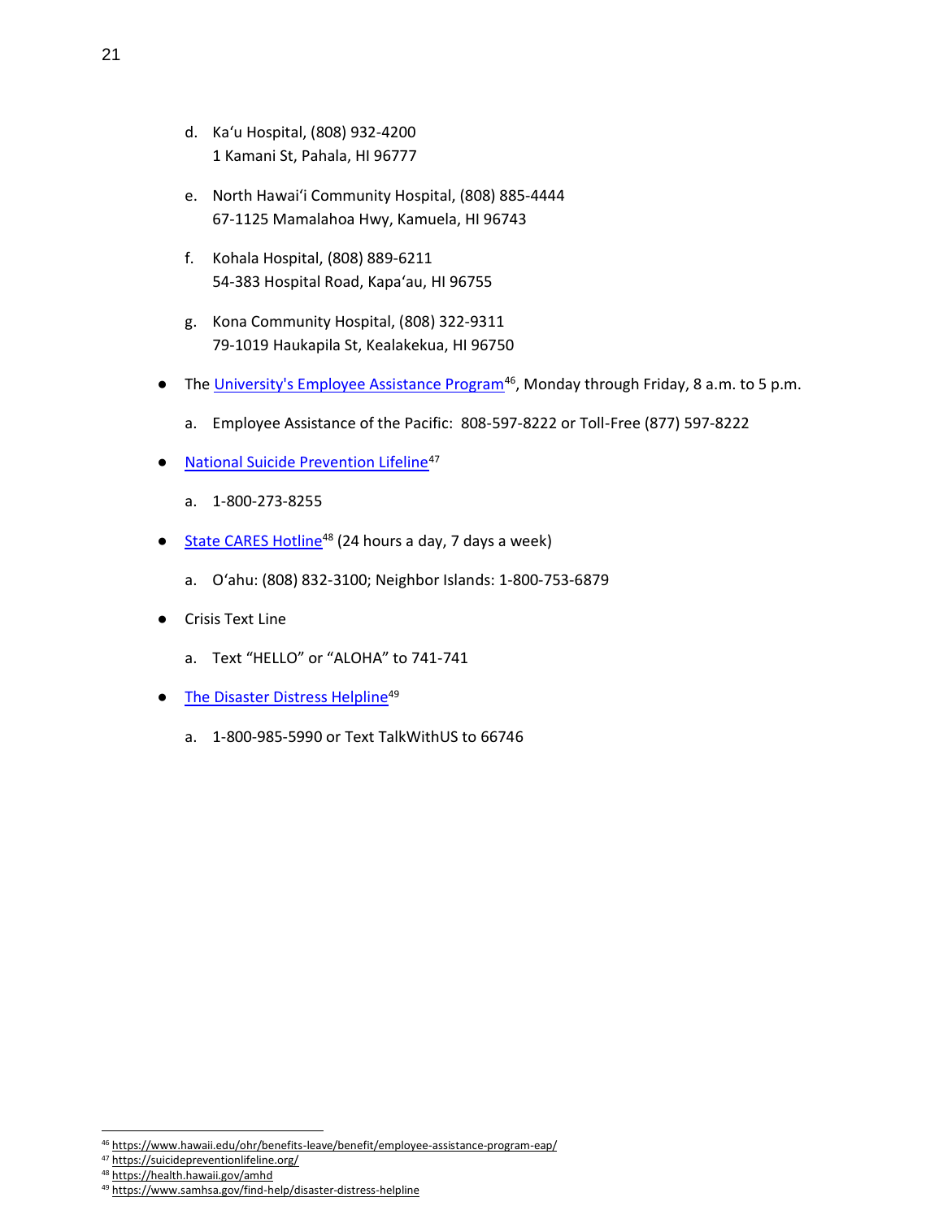d. Kaʻu Hospital, (808) 932-4200
      1 Kamani St, Pahala, HI 96777

   e. North Hawaiʻi Community Hospital, (808) 885-4444
      67-1125 Mamalahoa Hwy, Kamuela, HI 96743

   f. Kohala Hospital, (808) 889-6211
      54-383 Hospital Road, Kapaʻau, HI 96755

   g. Kona Community Hospital, (808) 322-9311
      79-1019 Haukapila St, Kealakekua, HI 96750

- The University's Employee Assistance Program[46], Monday through Friday, 8 a.m. to 5 p.m.

   a. Employee Assistance of the Pacific: 808-597-8222 or Toll-Free (877) 597-8222

- National Suicide Prevention Lifeline[47]

   a. 1-800-273-8255

- State CARES Hotline[48] (24 hours a day, 7 days a week)

   a. Oʻahu: (808) 832-3100; Neighbor Islands: 1-800-753-6879

- Crisis Text Line

   a. Text "HELLO" or "ALOHA" to 741-741

- The Disaster Distress Helpline[49]

   a. 1-800-985-5990 or Text TalkWithUS to 66746

---

[46] https://www.hawaii.edu/ohr/benefits-leave/benefit/employee-assistance-program-eap/
[47] https://suicidepreventionlifeline.org/
[48] https://health.hawaii.gov/amhd
[49] https://www.samhsa.gov/find-help/disaster-distress-helpline